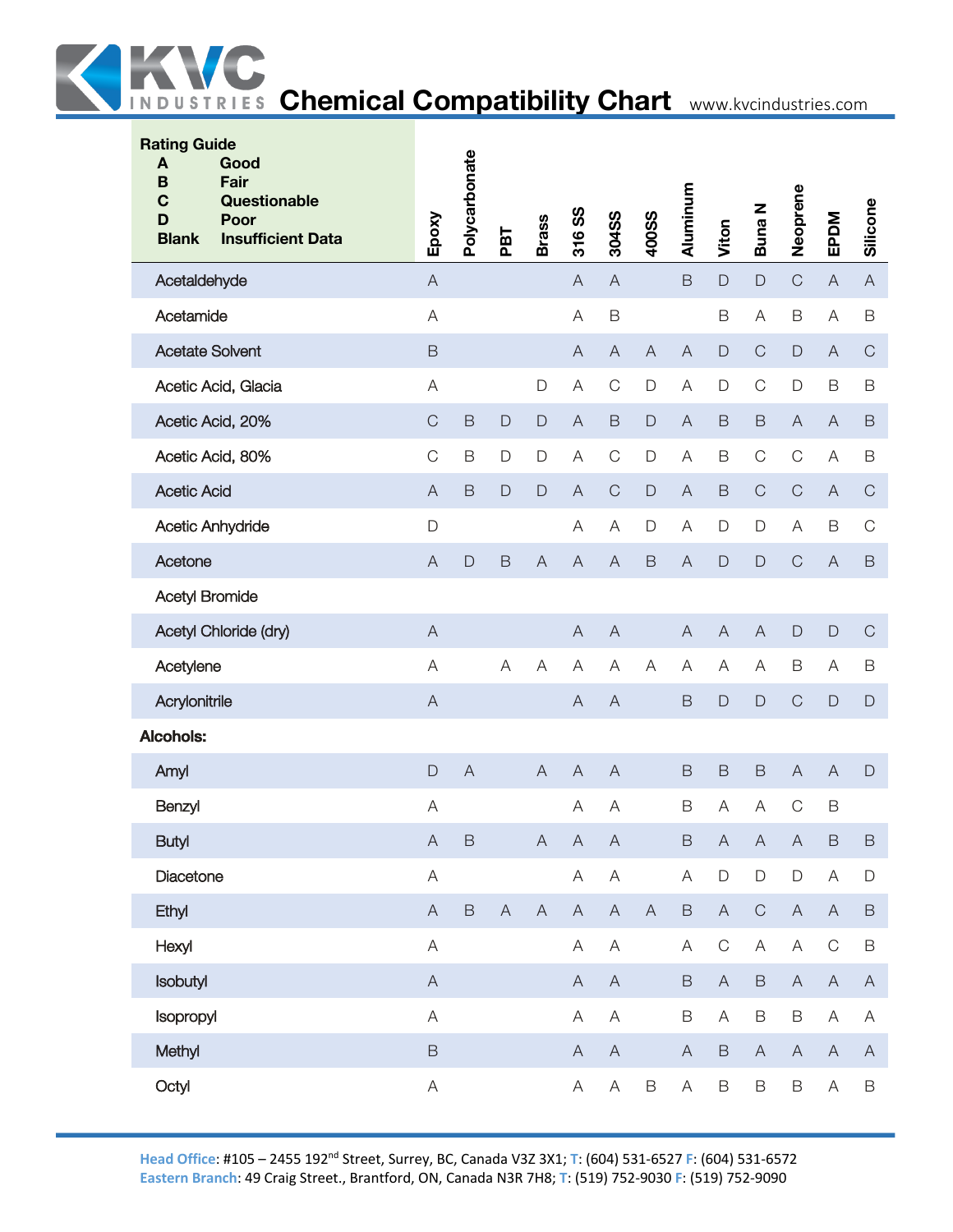# KVC Industries Chemical Compatibility Chart

www.kvcindustries.com

**Rating Guide**

| | |
|---|---|
| **A** | **Good** |
| **B** | **Fair** |
| **C** | **Questionable** |
| **D** | **Poor** |
| **Blank** | **Insufficient Data** |

| | Epoxy | Polycarbonate | PBT | Brass | 316 SS | 304SS | 400SS | Aluminum | Viton | Buna N | Neoprene | EPDM | Silicone |
|---|---|---|---|---|---|---|---|---|---|---|---|---|---|
| Acetaldehyde | A | | | | A | A | | B | D | D | C | A | A |
| Acetamide | A | | | | A | B | | | B | A | B | A | B |
| Acetate Solvent | B | | | | A | A | A | A | D | C | D | A | C |
| Acetic Acid, Glacia | A | | | D | A | C | D | A | D | C | D | B | B |
| Acetic Acid, 20% | C | B | D | D | A | B | D | A | B | B | A | A | B |
| Acetic Acid, 80% | C | B | D | D | A | C | D | A | B | C | C | A | B |
| Acetic Acid | A | B | D | D | A | C | D | A | B | C | C | A | C |
| Acetic Anhydride | D | | | | A | A | D | A | D | D | A | B | C |
| Acetone | A | D | B | A | A | A | B | A | D | D | C | A | B |
| Acetyl Bromide | | | | | | | | | | | | | |
| Acetyl Chloride (dry) | A | | | | A | A | | A | A | A | D | D | C |
| Acetylene | A | | A | A | A | A | A | A | A | A | B | A | B |
| Acrylonitrile | A | | | | A | A | | B | D | D | C | D | D |
| **Alcohols:** | | | | | | | | | | | | | |
| Amyl | D | A | | A | A | A | | B | B | B | A | A | D |
| Benzyl | A | | | | A | A | | B | A | A | C | B | |
| Butyl | A | B | | A | A | A | | B | A | A | A | B | B |
| Diacetone | A | | | | A | A | | A | D | D | D | A | D |
| Ethyl | A | B | A | A | A | A | A | B | A | C | A | A | B |
| Hexyl | A | | | | A | A | | A | C | A | A | C | B |
| Isobutyl | A | | | | A | A | | B | A | B | A | A | A |
| Isopropyl | A | | | | A | A | | B | A | B | B | A | A |
| Methyl | B | | | | A | A | | A | B | A | A | A | A |
| Octyl | A | | | | A | A | B | A | B | B | B | A | B |

**Head Office**: #105 – 2455 192nd Street, Surrey, BC, Canada V3Z 3X1; **T**: (604) 531-6527 **F**: (604) 531-6572
**Eastern Branch**: 49 Craig Street., Brantford, ON, Canada N3R 7H8; **T**: (519) 752-9030 **F**: (519) 752-9090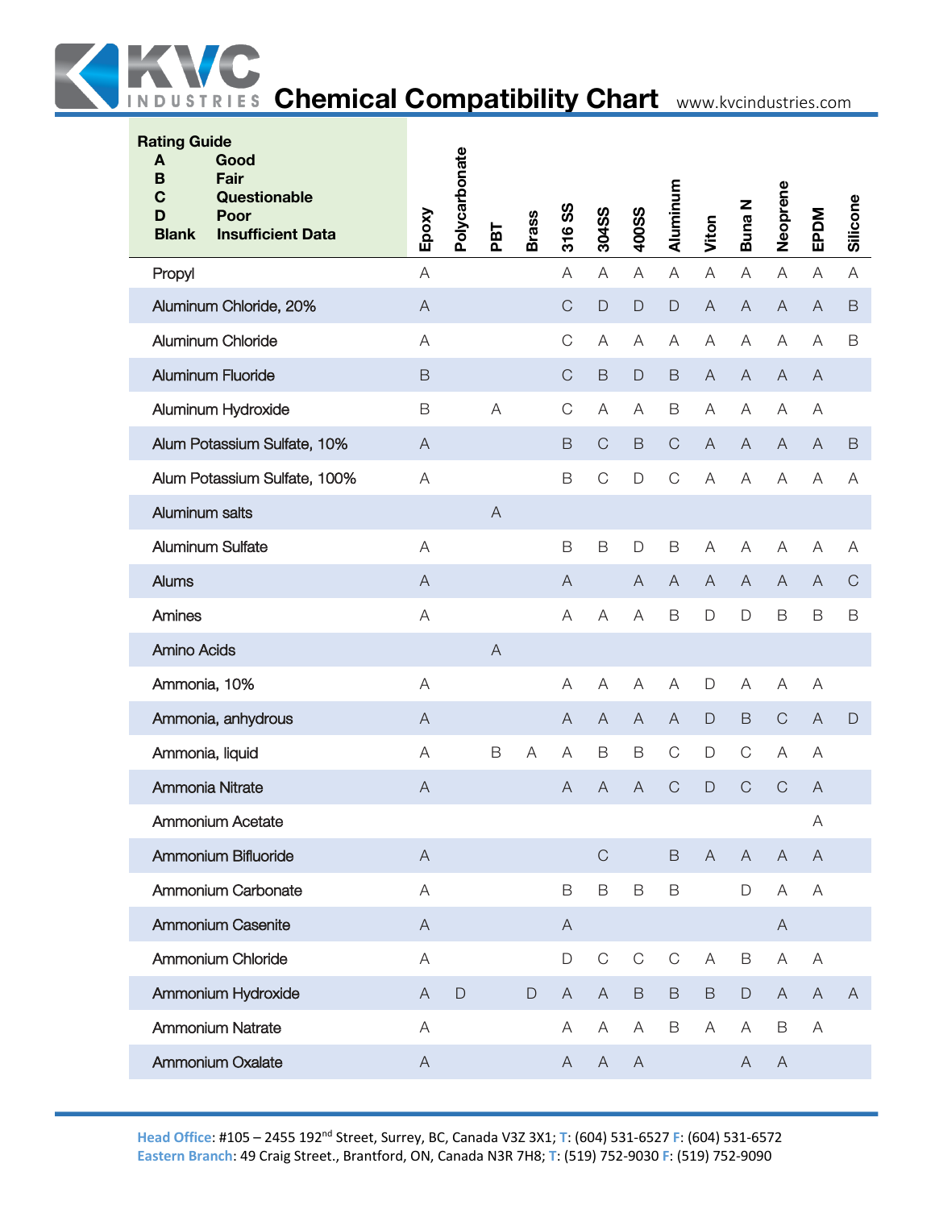# Chemical Compatibility Chart

www.kvcindustries.com

**Rating Guide**

| | |
|---|---|
| **A** | **Good** |
| **B** | **Fair** |
| **C** | **Questionable** |
| **D** | **Poor** |
| **Blank** | **Insufficient Data** |

| | Epoxy | Polycarbonate | PBT | Brass | 316 SS | 304SS | 400SS | Aluminum | Viton | Buna N | Neoprene | EPDM | Silicone |
|---|---|---|---|---|---|---|---|---|---|---|---|---|---|
| Propyl | A | | | | A | A | A | A | A | A | A | A | A |
| Aluminum Chloride, 20% | A | | | | C | D | D | D | A | A | A | A | B |
| Aluminum Chloride | A | | | | C | A | A | A | A | A | A | A | B |
| Aluminum Fluoride | B | | | | C | B | D | B | A | A | A | A | |
| Aluminum Hydroxide | B | | A | | C | A | A | B | A | A | A | A | |
| Alum Potassium Sulfate, 10% | A | | | | B | C | B | C | A | A | A | A | B |
| Alum Potassium Sulfate, 100% | A | | | | B | C | D | C | A | A | A | A | A |
| Aluminum salts | | | A | | | | | | | | | | |
| Aluminum Sulfate | A | | | | B | B | D | B | A | A | A | A | A |
| Alums | A | | | | A | | A | A | A | A | A | A | C |
| Amines | A | | | | A | A | A | B | D | D | B | B | B |
| Amino Acids | | | A | | | | | | | | | | |
| Ammonia, 10% | A | | | | A | A | A | A | D | A | A | A | |
| Ammonia, anhydrous | A | | | | A | A | A | A | D | B | C | A | D |
| Ammonia, liquid | A | | B | A | A | B | B | C | D | C | A | A | |
| Ammonia Nitrate | A | | | | A | A | A | C | D | C | C | A | |
| Ammonium Acetate | | | | | | | | | | | | A | |
| Ammonium Bifluoride | A | | | | | C | | B | A | A | A | A | |
| Ammonium Carbonate | A | | | | B | B | B | B | | D | A | A | |
| Ammonium Casenite | A | | | | A | | | | | | A | | |
| Ammonium Chloride | A | | | | D | C | C | C | A | B | A | A | |
| Ammonium Hydroxide | A | D | | D | A | A | B | B | B | D | A | A | A |
| Ammonium Natrate | A | | | | A | A | A | B | A | A | B | A | |
| Ammonium Oxalate | A | | | | A | A | A | | | A | A | | |

**Head Office**: #105 – 2455 192[nd] Street, Surrey, BC, Canada V3Z 3X1; **T**: (604) 531-6527 **F**: (604) 531-6572
**Eastern Branch**: 49 Craig Street., Brantford, ON, Canada N3R 7H8; **T**: (519) 752-9030 **F**: (519) 752-9090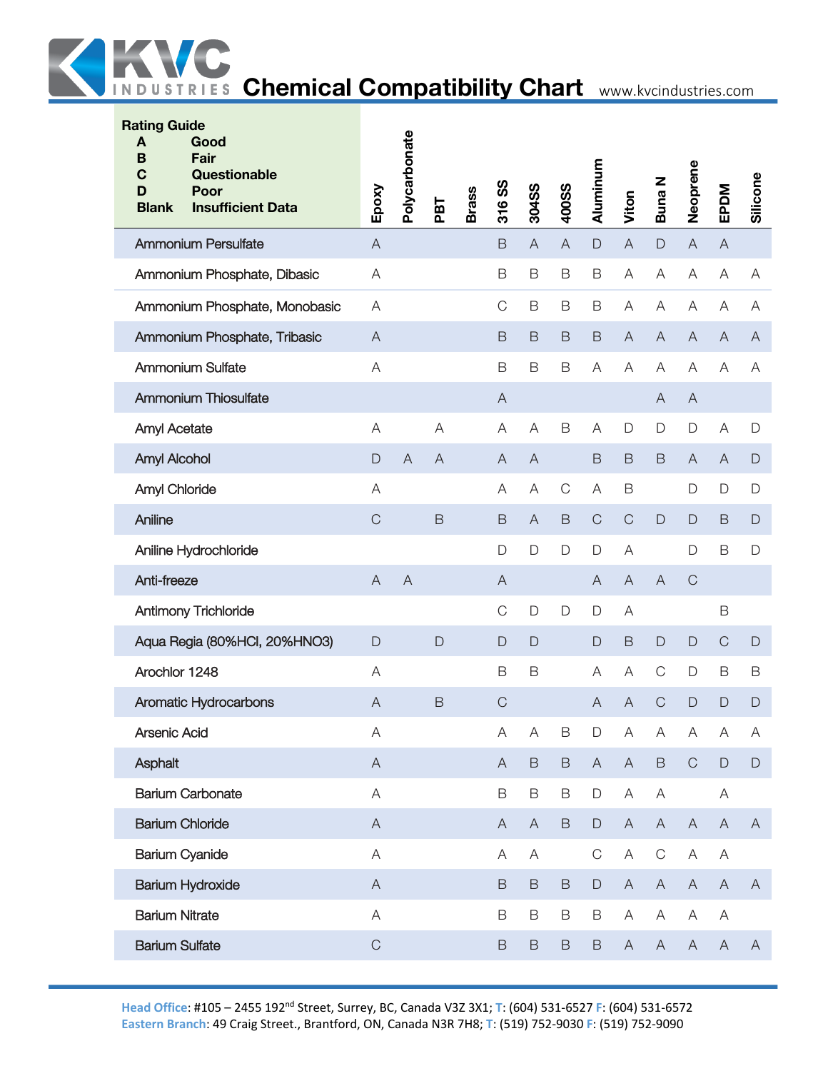**Rating Guide**

| | |
|---|---|
| **A** | **Good** |
| **B** | **Fair** |
| **C** | **Questionable** |
| **D** | **Poor** |
| **Blank** | **Insufficient Data** |

| | Epoxy | Polycarbonate | PBT | Brass | 316 SS | 304SS | 400SS | Aluminum | Viton | Buna N | Neoprene | EPDM | Silicone |
|---|---|---|---|---|---|---|---|---|---|---|---|---|---|
| Ammonium Persulfate | A | | | | B | A | A | D | A | D | A | A | |
| Ammonium Phosphate, Dibasic | A | | | | B | B | B | B | A | A | A | A | A |
| Ammonium Phosphate, Monobasic | A | | | | C | B | B | B | A | A | A | A | A |
| Ammonium Phosphate, Tribasic | A | | | | B | B | B | B | A | A | A | A | A |
| Ammonium Sulfate | A | | | | B | B | B | A | A | A | A | A | A |
| Ammonium Thiosulfate | | | | | A | | | | | A | A | | |
| Amyl Acetate | A | | A | | A | A | B | A | D | D | D | A | D |
| Amyl Alcohol | D | A | A | | A | A | | B | B | B | A | A | D |
| Amyl Chloride | A | | | | A | A | C | A | B | | D | D | D |
| Aniline | C | | B | | B | A | B | C | C | D | D | B | D |
| Aniline Hydrochloride | | | | | D | D | D | D | A | | D | B | D |
| Anti-freeze | A | A | | | A | | | A | A | A | C | | |
| Antimony Trichloride | | | | | C | D | D | D | A | | | B | |
| Aqua Regia (80%HCl, 20%HNO3) | D | | D | | D | D | | D | B | D | D | C | D |
| Arochlor 1248 | A | | | | B | B | | A | A | C | D | B | B |
| Aromatic Hydrocarbons | A | | B | | C | | | A | A | C | D | D | D |
| Arsenic Acid | A | | | | A | A | B | D | A | A | A | A | A |
| Asphalt | A | | | | A | B | B | A | A | B | C | D | D |
| Barium Carbonate | A | | | | B | B | B | D | A | A | | A | |
| Barium Chloride | A | | | | A | A | B | D | A | A | A | A | A |
| Barium Cyanide | A | | | | A | A | | C | A | C | A | A | |
| Barium Hydroxide | A | | | | B | B | B | D | A | A | A | A | A |
| Barium Nitrate | A | | | | B | B | B | B | A | A | A | A | |
| Barium Sulfate | C | | | | B | B | B | B | A | A | A | A | A |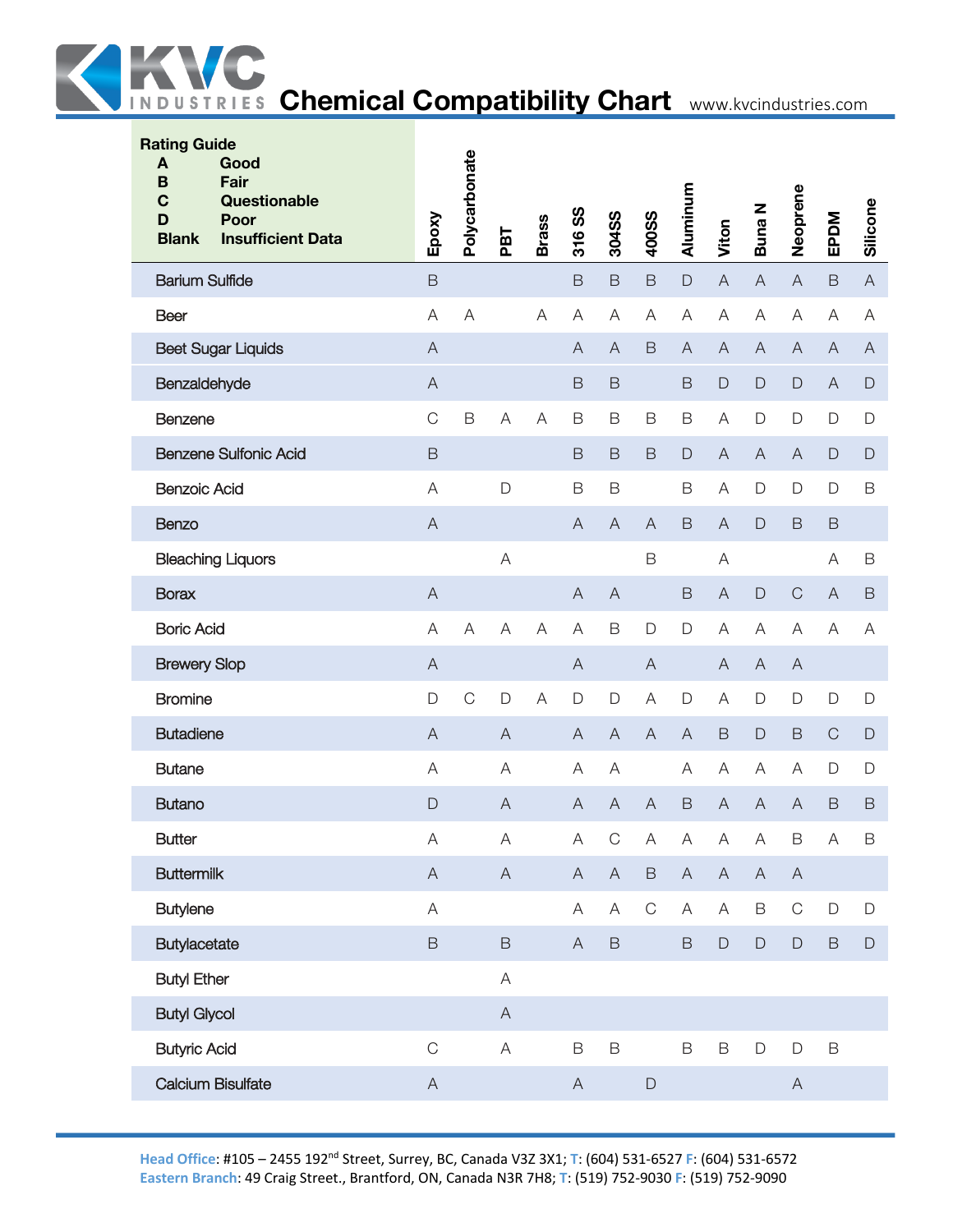# Chemical Compatibility Chart

KVC Industries — www.kvcindustries.com

**Rating Guide**

- **A** Good
- **B** Fair
- **C** Questionable
- **D** Poor
- **Blank** Insufficient Data

| Chemical | Epoxy | Polycarbonate | PBT | Brass | 316 SS | 304SS | 400SS | Aluminum | Viton | Buna N | Neoprene | EPDM | Silicone |
|---|---|---|---|---|---|---|---|---|---|---|---|---|---|
| Barium Sulfide | B | | | | B | B | B | D | A | A | A | B | A |
| Beer | A | A | | A | A | A | A | A | A | A | A | A | A |
| Beet Sugar Liquids | A | | | | A | A | B | A | A | A | A | A | A |
| Benzaldehyde | A | | | | B | B | | B | D | D | D | A | D |
| Benzene | C | B | A | A | B | B | B | B | A | D | D | D | D |
| Benzene Sulfonic Acid | B | | | | B | B | B | D | A | A | A | D | D |
| Benzoic Acid | A | | D | | B | B | | B | A | D | D | D | B |
| Benzo | A | | | | A | A | A | B | A | D | B | B | |
| Bleaching Liquors | | | A | | | | B | | A | | | A | B |
| Borax | A | | | | A | A | | B | A | D | C | A | B |
| Boric Acid | A | A | A | A | A | B | D | D | A | A | A | A | A |
| Brewery Slop | A | | | | A | | A | | A | A | A | | |
| Bromine | D | C | D | A | D | D | A | D | A | D | D | D | D |
| Butadiene | A | | A | | A | A | A | A | B | D | B | C | D |
| Butane | A | | A | | A | A | | A | A | A | A | D | D |
| Butano | D | | A | | A | A | A | B | A | A | A | B | B |
| Butter | A | | A | | A | C | A | A | A | A | B | A | B |
| Buttermilk | A | | A | | A | A | B | A | A | A | A | | |
| Butylene | A | | | | A | A | C | A | A | B | C | D | D |
| Butylacetate | B | | B | | A | B | | B | D | D | D | B | D |
| Butyl Ether | | | A | | | | | | | | | | |
| Butyl Glycol | | | A | | | | | | | | | | |
| Butyric Acid | C | | A | | B | B | | B | B | D | D | B | |
| Calcium Bisulfate | A | | | | A | | D | | | | A | | |

**Head Office**: #105 – 2455 192[nd] Street, Surrey, BC, Canada V3Z 3X1; **T**: (604) 531-6527 **F**: (604) 531-6572
**Eastern Branch**: 49 Craig Street., Brantford, ON, Canada N3R 7H8; **T**: (519) 752-9030 **F**: (519) 752-9090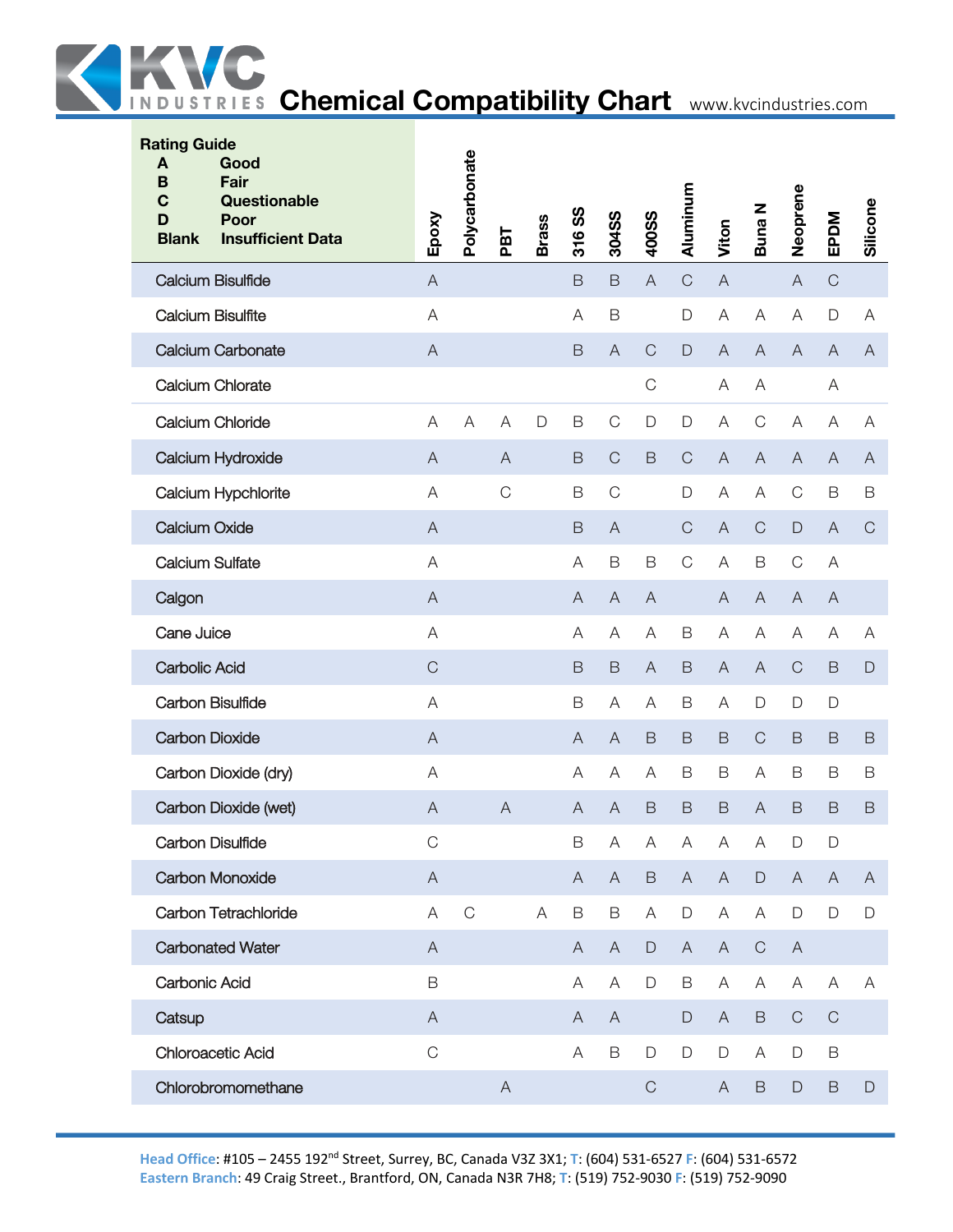# Chemical Compatibility Chart

www.kvcindustries.com

**Rating Guide**
- **A** Good
- **B** Fair
- **C** Questionable
- **D** Poor
- **Blank** Insufficient Data

| | Epoxy | Polycarbonate | PBT | Brass | 316 SS | 304SS | 400SS | Aluminum | Viton | Buna N | Neoprene | EPDM | Silicone |
|---|---|---|---|---|---|---|---|---|---|---|---|---|---|
| Calcium Bisulfide | A | | | | B | B | A | C | A | | A | C | |
| Calcium Bisulfite | A | | | | A | B | | D | A | A | A | D | A |
| Calcium Carbonate | A | | | | B | A | C | D | A | A | A | A | A |
| Calcium Chlorate | | | | | | | C | | A | A | | A | |
| Calcium Chloride | A | A | A | D | B | C | D | D | A | C | A | A | A |
| Calcium Hydroxide | A | | A | | B | C | B | C | A | A | A | A | A |
| Calcium Hypchlorite | A | | C | | B | C | | D | A | A | C | B | B |
| Calcium Oxide | A | | | | B | A | | C | A | C | D | A | C |
| Calcium Sulfate | A | | | | A | B | B | C | A | B | C | A | |
| Calgon | A | | | | A | A | A | | A | A | A | A | |
| Cane Juice | A | | | | A | A | A | B | A | A | A | A | A |
| Carbolic Acid | C | | | | B | B | A | B | A | A | C | B | D |
| Carbon Bisulfide | A | | | | B | A | A | B | A | D | D | D | |
| Carbon Dioxide | A | | | | A | A | B | B | B | C | B | B | B |
| Carbon Dioxide (dry) | A | | | | A | A | A | B | B | A | B | B | B |
| Carbon Dioxide (wet) | A | | A | | A | A | B | B | B | A | B | B | B |
| Carbon Disulfide | C | | | | B | A | A | A | A | A | D | D | |
| Carbon Monoxide | A | | | | A | A | B | A | A | D | A | A | A |
| Carbon Tetrachloride | A | C | | A | B | B | A | D | A | A | D | D | D |
| Carbonated Water | A | | | | A | A | D | A | A | C | A | | |
| Carbonic Acid | B | | | | A | A | D | B | A | A | A | A | A |
| Catsup | A | | | | A | A | | D | A | B | C | C | |
| Chloroacetic Acid | C | | | | A | B | D | D | D | A | D | B | |
| Chlorobromomethane | | | A | | | | C | | A | B | D | B | D |

**Head Office**: #105 – 2455 192nd Street, Surrey, BC, Canada V3Z 3X1; **T**: (604) 531-6527 **F**: (604) 531-6572
**Eastern Branch**: 49 Craig Street., Brantford, ON, Canada N3R 7H8; **T**: (519) 752-9030 **F**: (519) 752-9090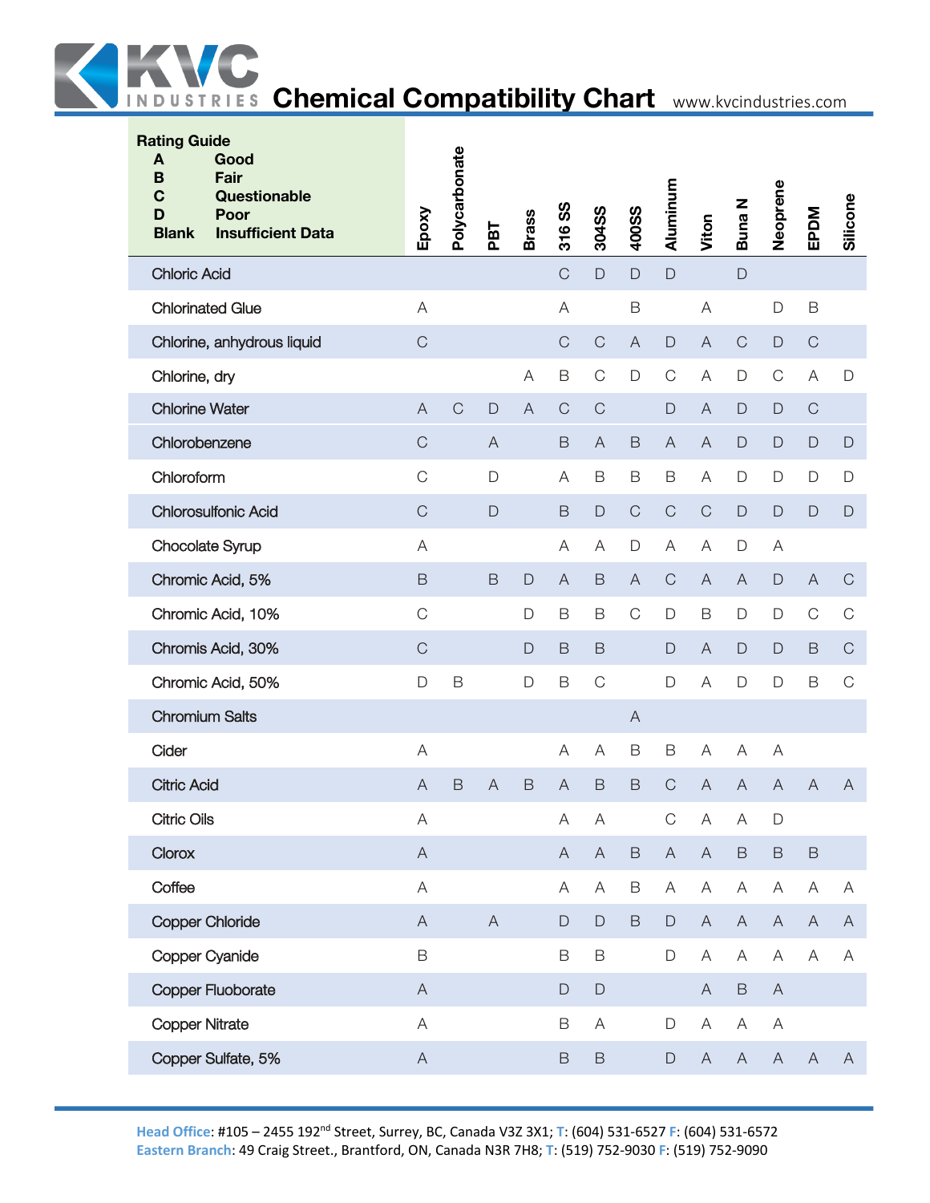# Chemical Compatibility Chart

| Rating Guide<br>A Good<br>B Fair<br>C Questionable<br>D Poor<br>Blank Insufficient Data | Epoxy | Polycarbonate | PBT | Brass | 316 SS | 304SS | 400SS | Aluminum | Viton | Buna N | Neoprene | EPDM | Silicone |
|---|---|---|---|---|---|---|---|---|---|---|---|---|---|
| Chloric Acid | | | | | C | D | D | D | | D | | | |
| Chlorinated Glue | A | | | | A | | B | | A | | D | B | |
| Chlorine, anhydrous liquid | C | | | | C | C | A | D | A | C | D | C | |
| Chlorine, dry | | | | A | B | C | D | C | A | D | C | A | D |
| Chlorine Water | A | C | D | A | C | C | | D | A | D | D | C | |
| Chlorobenzene | C | | A | | B | A | B | A | A | D | D | D | D |
| Chloroform | C | | D | | A | B | B | B | A | D | D | D | D |
| Chlorosulfonic Acid | C | | D | | B | D | C | C | C | D | D | D | D |
| Chocolate Syrup | A | | | | A | A | D | A | A | D | A | | |
| Chromic Acid, 5% | B | | B | D | A | B | A | C | A | A | D | A | C |
| Chromic Acid, 10% | C | | | D | B | B | C | D | B | D | D | C | C |
| Chromis Acid, 30% | C | | | D | B | B | | D | A | D | D | B | C |
| Chromic Acid, 50% | D | B | | D | B | C | | D | A | D | D | B | C |
| Chromium Salts | | | | | | | A | | | | | | |
| Cider | A | | | | A | A | B | B | A | A | A | | |
| Citric Acid | A | B | A | B | A | B | B | C | A | A | A | A | A |
| Citric Oils | A | | | | A | A | | C | A | A | D | | |
| Clorox | A | | | | A | A | B | A | A | B | B | B | |
| Coffee | A | | | | A | A | B | A | A | A | A | A | A |
| Copper Chloride | A | | A | | D | D | B | D | A | A | A | A | A |
| Copper Cyanide | B | | | | B | B | | D | A | A | A | A | A |
| Copper Fluoborate | A | | | | D | D | | | A | B | A | | |
| Copper Nitrate | A | | | | B | A | | D | A | A | A | | |
| Copper Sulfate, 5% | A | | | | B | B | | D | A | A | A | A | A |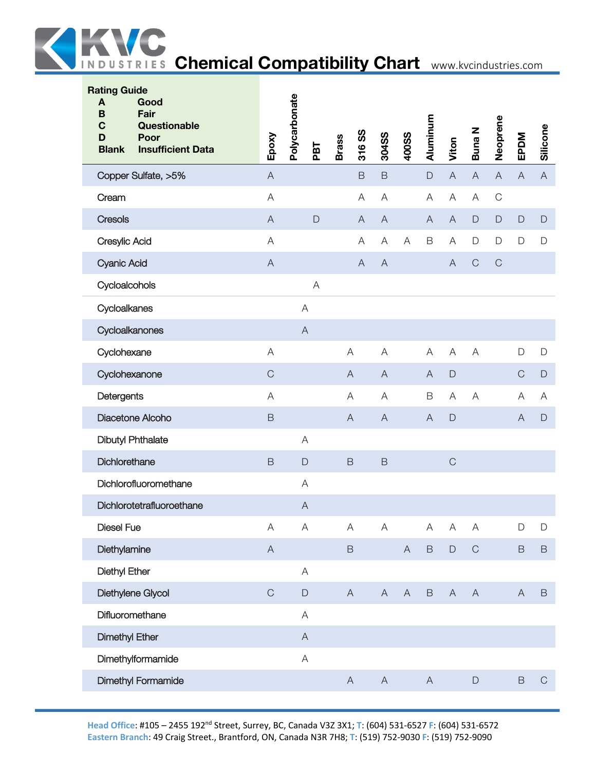# Chemical Compatibility Chart

www.kvcindustries.com

**Rating Guide**

| | |
|---|---|
| **A** | **Good** |
| **B** | **Fair** |
| **C** | **Questionable** |
| **D** | **Poor** |
| **Blank** | **Insufficient Data** |

| | Epoxy | Polycarbonate | PBT | Brass | 316 SS | 304SS | 400SS | Aluminum | Viton | Buna N | Neoprene | EPDM | Silicone |
|---|---|---|---|---|---|---|---|---|---|---|---|---|---|
| Copper Sulfate, >5% | A | | | | B | B | | D | A | A | A | A | A |
| Cream | A | | | | A | A | | A | A | A | C | | |
| Cresols | A | | D | | A | A | | A | A | D | D | D | D |
| Cresylic Acid | A | | | | A | A | A | B | A | D | D | D | D |
| Cyanic Acid | A | | | | A | A | | | A | C | C | | |
| Cycloalcohols | | | A | | | | | | | | | | |
| Cycloalkanes | | A | | | | | | | | | | | |
| Cycloalkanones | | A | | | | | | | | | | | |
| Cyclohexane | A | | | A | | A | | A | A | A | | D | D |
| Cyclohexanone | C | | | A | | A | | A | D | | | C | D |
| Detergents | A | | | A | | A | | B | A | A | | A | A |
| Diacetone Alcoho | B | | | A | | A | | A | D | | | A | D |
| Dibutyl Phthalate | | A | | | | | | | | | | | |
| Dichlorethane | B | D | | B | | B | | | C | | | | |
| Dichlorofluoromethane | | A | | | | | | | | | | | |
| Dichlorotetrafluoroethane | | A | | | | | | | | | | | |
| Diesel Fue | A | A | | A | | A | | A | A | A | | D | D |
| Diethylamine | A | | | B | | | A | B | D | C | | B | B |
| Diethyl Ether | | A | | | | | | | | | | | |
| Diethylene Glycol | C | D | | A | | A | A | B | A | A | | A | B |
| Difluoromethane | | A | | | | | | | | | | | |
| Dimethyl Ether | | A | | | | | | | | | | | |
| Dimethylformamide | | A | | | | | | | | | | | |
| Dimethyl Formamide | | | | A | | A | | A | | D | | B | C |

**Head Office**: #105 – 2455 192nd Street, Surrey, BC, Canada V3Z 3X1; **T**: (604) 531-6527 **F**: (604) 531-6572
**Eastern Branch**: 49 Craig Street., Brantford, ON, Canada N3R 7H8; **T**: (519) 752-9030 **F**: (519) 752-9090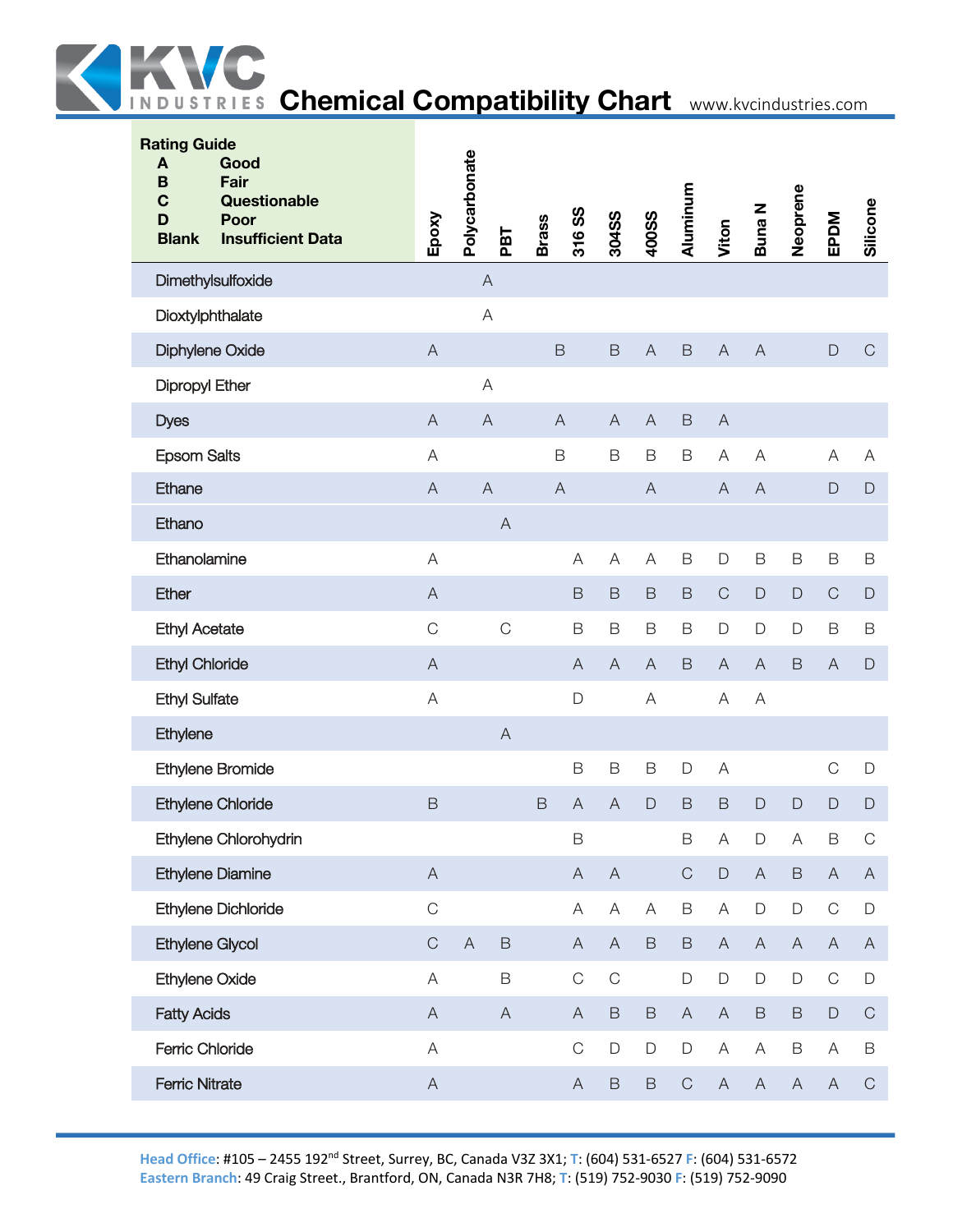# Chemical Compatibility Chart

www.kvcindustries.com

| Rating Guide | | | | | | | | | | | | | |
|---|---|---|---|---|---|---|---|---|---|---|---|---|---|
| **A** Good | | | | | | | | | | | | | |
| **B** Fair | | | | | | | | | | | | | |
| **C** Questionable | | | | | | | | | | | | | |
| **D** Poor | | | | | | | | | | | | | |
| **Blank** Insufficient Data | | | | | | | | | | | | | |

| Chemical | Epoxy | Polycarbonate | PBT | Brass | 316 SS | 304SS | 400SS | Aluminum | Viton | Buna N | Neoprene | EPDM | Silicone |
|---|---|---|---|---|---|---|---|---|---|---|---|---|---|
| Dimethylsulfoxide | | A | | | | | | | | | | | |
| Dioxtylphthalate | | A | | | | | | | | | | | |
| Diphylene Oxide | A | | | | B | B | A | B | A | A | | D | C |
| Dipropyl Ether | | A | | | | | | | | | | | |
| Dyes | A | A | | | A | A | A | B | A | | | | |
| Epsom Salts | A | | | | B | B | B | B | A | A | | A | A |
| Ethane | A | A | | | A | | A | | A | A | | D | D |
| Ethano | | | A | | | | | | | | | | |
| Ethanolamine | A | | | | A | A | A | B | D | B | B | B | B |
| Ether | A | | | | B | B | B | B | C | D | D | C | D |
| Ethyl Acetate | C | | C | | B | B | B | B | D | D | D | B | B |
| Ethyl Chloride | A | | | | A | A | A | B | A | A | B | A | D |
| Ethyl Sulfate | A | | | | D | | A | | A | A | | | |
| Ethylene | | | A | | | | | | | | | | |
| Ethylene Bromide | | | | | B | B | B | D | A | | | C | D |
| Ethylene Chloride | B | | | B | A | A | D | B | B | D | D | D | D |
| Ethylene Chlorohydrin | | | | | B | | | B | A | D | A | B | C |
| Ethylene Diamine | A | | | | A | A | | C | D | A | B | A | A |
| Ethylene Dichloride | C | | | | A | A | A | B | A | D | D | C | D |
| Ethylene Glycol | C | A | B | | A | A | B | B | A | A | A | A | A |
| Ethylene Oxide | A | | B | | C | C | | D | D | D | D | C | D |
| Fatty Acids | A | | A | | A | B | B | A | A | B | B | D | C |
| Ferric Chloride | A | | | | C | D | D | D | A | A | B | A | B |
| Ferric Nitrate | A | | | | A | B | B | C | A | A | A | A | C |

**Head Office**: #105 – 2455 192nd Street, Surrey, BC, Canada V3Z 3X1; **T**: (604) 531-6527 **F**: (604) 531-6572
**Eastern Branch**: 49 Craig Street., Brantford, ON, Canada N3R 7H8; **T**: (519) 752-9030 **F**: (519) 752-9090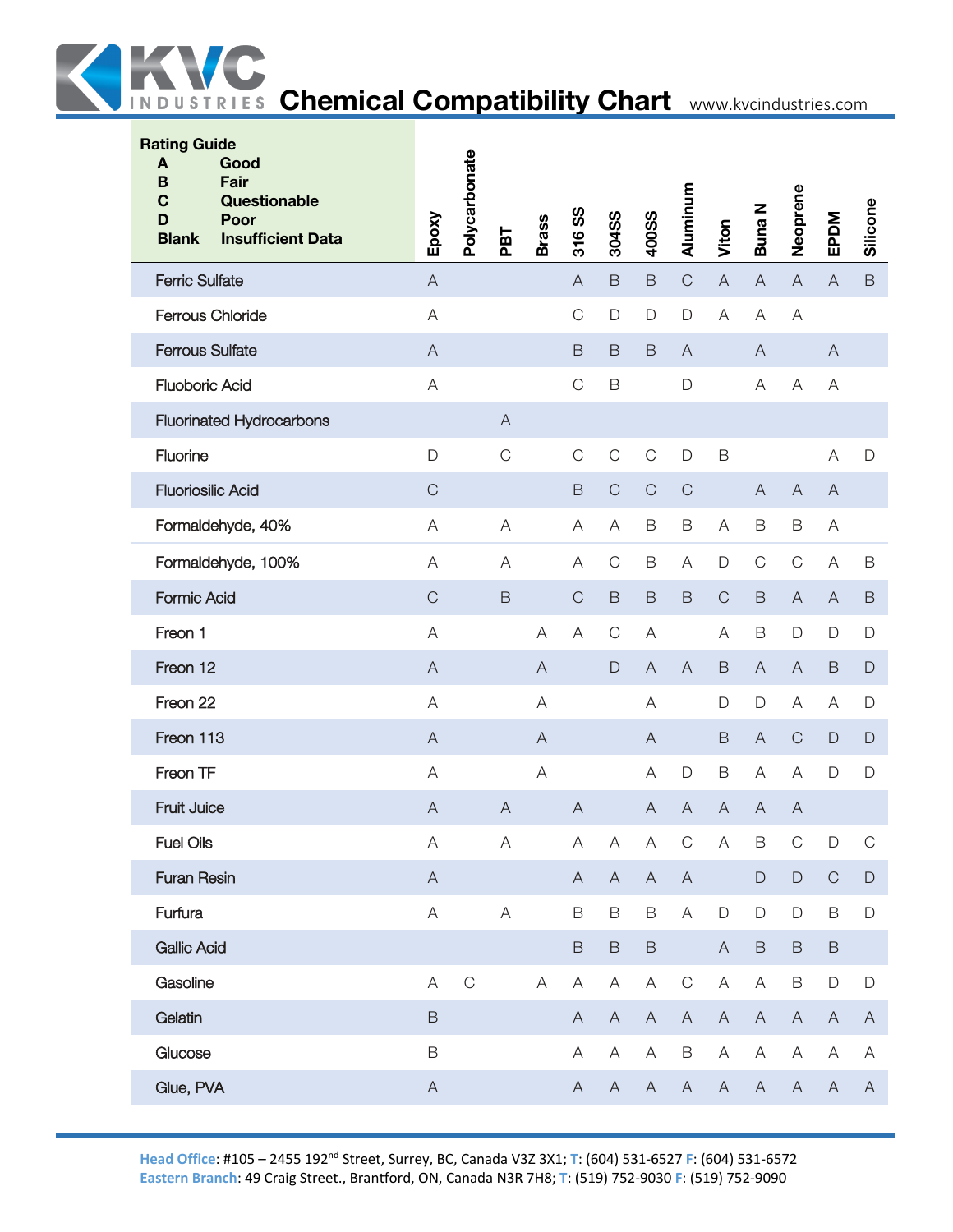# Chemical Compatibility Chart

**Rating Guide**

| | |
|---|---|
| **A** | **Good** |
| **B** | **Fair** |
| **C** | **Questionable** |
| **D** | **Poor** |
| **Blank** | **Insufficient Data** |

| | Epoxy | Polycarbonate | PBT | Brass | 316 SS | 304SS | 400SS | Aluminum | Viton | Buna N | Neoprene | EPDM | Silicone |
|---|---|---|---|---|---|---|---|---|---|---|---|---|---|
| Ferric Sulfate | A | | | | A | B | B | C | A | A | A | A | B |
| Ferrous Chloride | A | | | | C | D | D | D | A | A | A | | |
| Ferrous Sulfate | A | | | | B | B | B | A | | A | | A | |
| Fluoboric Acid | A | | | | C | B | | D | | A | A | A | |
| Fluorinated Hydrocarbons | | | A | | | | | | | | | | |
| Fluorine | D | | C | | C | C | C | D | B | | | A | D |
| Fluoriosilic Acid | C | | | | B | C | C | C | | A | A | A | |
| Formaldehyde, 40% | A | | A | | A | A | B | B | A | B | B | A | |
| Formaldehyde, 100% | A | | A | | A | C | B | A | D | C | C | A | B |
| Formic Acid | C | | B | | C | B | B | B | C | B | A | A | B |
| Freon 1 | A | | | A | A | C | A | | A | B | D | D | D |
| Freon 12 | A | | | A | | D | A | A | B | A | A | B | D |
| Freon 22 | A | | | A | | | A | | D | D | A | A | D |
| Freon 113 | A | | | A | | | A | | B | A | C | D | D |
| Freon TF | A | | | A | | | A | D | B | A | A | D | D |
| Fruit Juice | A | | A | | A | | A | A | A | A | A | | |
| Fuel Oils | A | | A | | A | A | A | C | A | B | C | D | C |
| Furan Resin | A | | | | A | A | A | A | | D | D | C | D |
| Furfura | A | | A | | B | B | B | A | D | D | D | B | D |
| Gallic Acid | | | | | B | B | B | | A | B | B | B | |
| Gasoline | A | C | | A | A | A | A | C | A | A | B | D | D |
| Gelatin | B | | | | A | A | A | A | A | A | A | A | A |
| Glucose | B | | | | A | A | A | B | A | A | A | A | A |
| Glue, PVA | A | | | | A | A | A | A | A | A | A | A | A |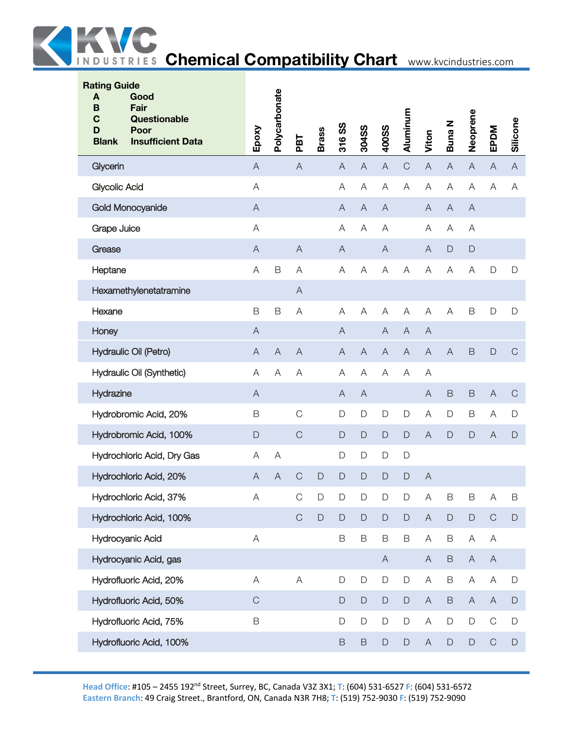# KVC Industries Chemical Compatibility Chart

www.kvcindustries.com

**Rating Guide**

| | |
|---|---|
| **A** | **Good** |
| **B** | **Fair** |
| **C** | **Questionable** |
| **D** | **Poor** |
| **Blank** | **Insufficient Data** |

| | Epoxy | Polycarbonate | PBT | Brass | 316 SS | 304SS | 400SS | Aluminum | Viton | Buna N | Neoprene | EPDM | Silicone |
|---|---|---|---|---|---|---|---|---|---|---|---|---|---|
| Glycerin | A | | A | | A | A | A | C | A | A | A | A | A |
| Glycolic Acid | A | | | | A | A | A | A | A | A | A | A | A |
| Gold Monocyanide | A | | | | A | A | A | | A | A | A | | |
| Grape Juice | A | | | | A | A | A | | A | A | A | | |
| Grease | A | | A | | A | | A | | A | D | D | | |
| Heptane | A | B | A | | A | A | A | A | A | A | A | D | D |
| Hexamethylenetatramine | | | A | | | | | | | | | | |
| Hexane | B | B | A | | A | A | A | A | A | A | B | D | D |
| Honey | A | | | | A | | A | A | A | | | | |
| Hydraulic Oil (Petro) | A | A | A | | A | A | A | A | A | A | B | D | C |
| Hydraulic Oil (Synthetic) | A | A | A | | A | A | A | A | A | | | | |
| Hydrazine | A | | | | A | A | | | A | B | B | A | C |
| Hydrobromic Acid, 20% | B | | C | | D | D | D | D | A | D | B | A | D |
| Hydrobromic Acid, 100% | D | | C | | D | D | D | D | A | D | D | A | D |
| Hydrochloric Acid, Dry Gas | A | A | | | D | D | D | D | | | | | |
| Hydrochloric Acid, 20% | A | A | C | D | D | D | D | D | A | | | | |
| Hydrochloric Acid, 37% | A | | C | D | D | D | D | D | A | B | B | A | B |
| Hydrochloric Acid, 100% | | | C | D | D | D | D | D | A | D | D | C | D |
| Hydrocyanic Acid | A | | | | B | B | B | B | A | B | A | A | |
| Hydrocyanic Acid, gas | | | | | | | A | | A | B | A | A | |
| Hydrofluoric Acid, 20% | A | | A | | D | D | D | D | A | B | A | A | D |
| Hydrofluoric Acid, 50% | C | | | | D | D | D | D | A | B | A | A | D |
| Hydrofluoric Acid, 75% | B | | | | D | D | D | D | A | D | D | C | D |
| Hydrofluoric Acid, 100% | | | | | B | B | D | D | A | D | D | C | D |

**Head Office**: #105 – 2455 192nd Street, Surrey, BC, Canada V3Z 3X1; **T**: (604) 531-6527 **F**: (604) 531-6572
**Eastern Branch**: 49 Craig Street., Brantford, ON, Canada N3R 7H8; **T**: (519) 752-9030 **F**: (519) 752-9090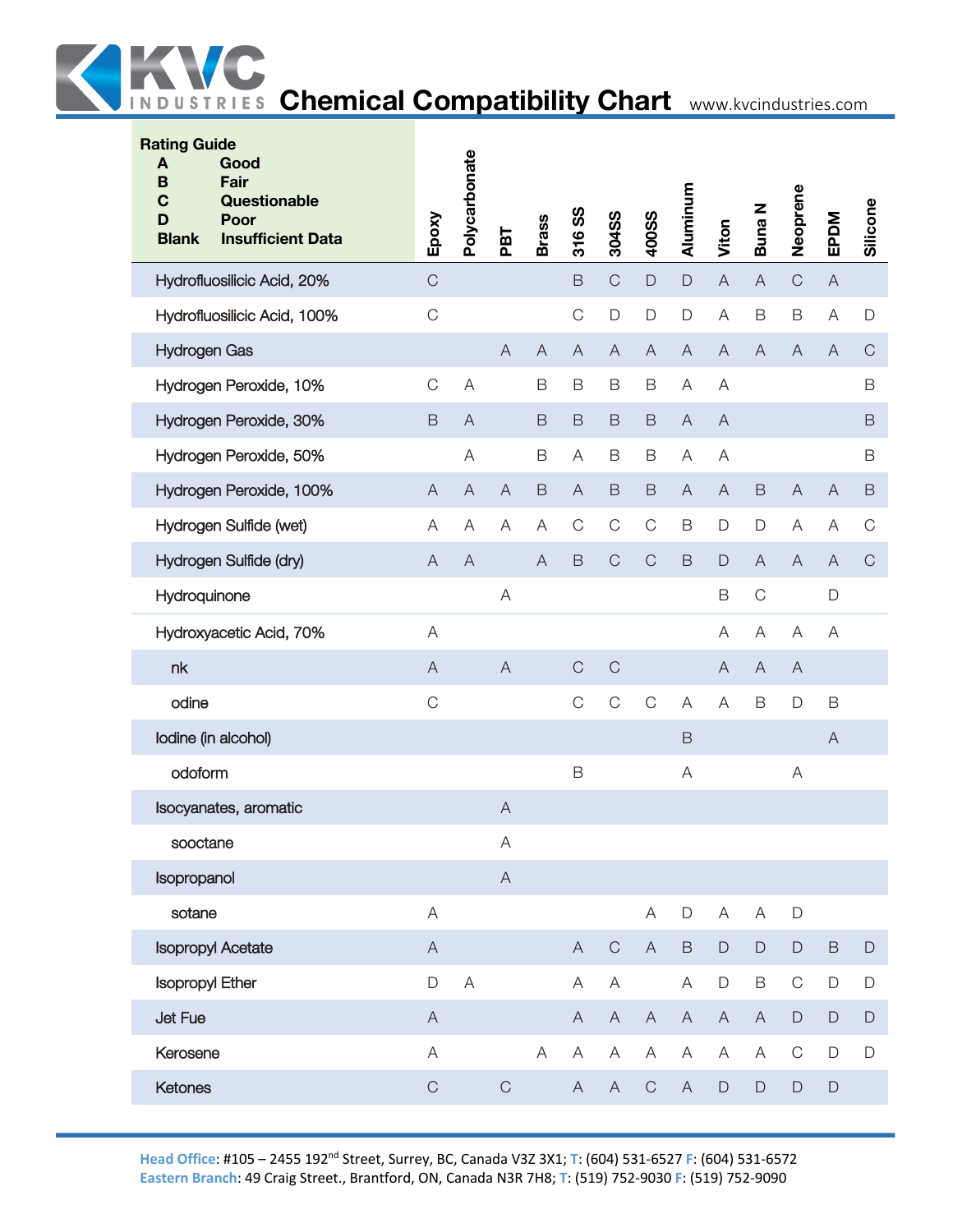# KVC Industries Chemical Compatibility Chart

www.kvcindustries.com

**Rating Guide**
- **A** Good
- **B** Fair
- **C** Questionable
- **D** Poor
- **Blank** Insufficient Data

| Chemical | Epoxy | Polycarbonate | PBT | Brass | 316 SS | 304SS | 400SS | Aluminum | Viton | Buna N | Neoprene | EPDM | Silicone |
|---|---|---|---|---|---|---|---|---|---|---|---|---|---|
| Hydrofluosilicic Acid, 20% | C | | | | B | C | D | D | A | A | C | A | |
| Hydrofluosilicic Acid, 100% | C | | | | C | D | D | D | A | B | B | A | D |
| Hydrogen Gas | | | A | A | A | A | A | A | A | A | A | A | C |
| Hydrogen Peroxide, 10% | C | A | | B | B | B | B | A | A | | | | B |
| Hydrogen Peroxide, 30% | B | A | | B | B | B | B | A | A | | | | B |
| Hydrogen Peroxide, 50% | | A | | B | A | B | B | A | A | | | | B |
| Hydrogen Peroxide, 100% | A | A | A | B | A | B | B | A | A | B | A | A | B |
| Hydrogen Sulfide (wet) | A | A | A | A | C | C | C | B | D | D | A | A | C |
| Hydrogen Sulfide (dry) | A | A | | A | B | C | C | B | D | A | A | A | C |
| Hydroquinone | | | A | | | | | | B | C | | D | |
| Hydroxyacetic Acid, 70% | A | | | | | | | | A | A | A | A | |
| nk | A | | A | | C | C | | | A | A | A | | |
| odine | C | | | | C | C | C | A | A | B | D | B | |
| Iodine (in alcohol) | | | | | | | | B | | | | A | |
| odoform | | | | | B | | | A | | | A | | |
| Isocyanates, aromatic | | | A | | | | | | | | | | |
| sooctane | | | A | | | | | | | | | | |
| Isopropanol | | | A | | | | | | | | | | |
| sotane | A | | | | | | A | D | A | A | D | | |
| Isopropyl Acetate | A | | | | A | C | A | B | D | D | D | B | D |
| Isopropyl Ether | D | A | | | A | A | | A | D | B | C | D | D |
| Jet Fue | A | | | | A | A | A | A | A | A | D | D | D |
| Kerosene | A | | | A | A | A | A | A | A | A | C | D | D |
| Ketones | C | | C | | A | A | C | A | D | D | D | D | |

**Head Office**: #105 – 2455 192nd Street, Surrey, BC, Canada V3Z 3X1; **T**: (604) 531-6527 **F**: (604) 531-6572
**Eastern Branch**: 49 Craig Street., Brantford, ON, Canada N3R 7H8; **T**: (519) 752-9030 **F**: (519) 752-9090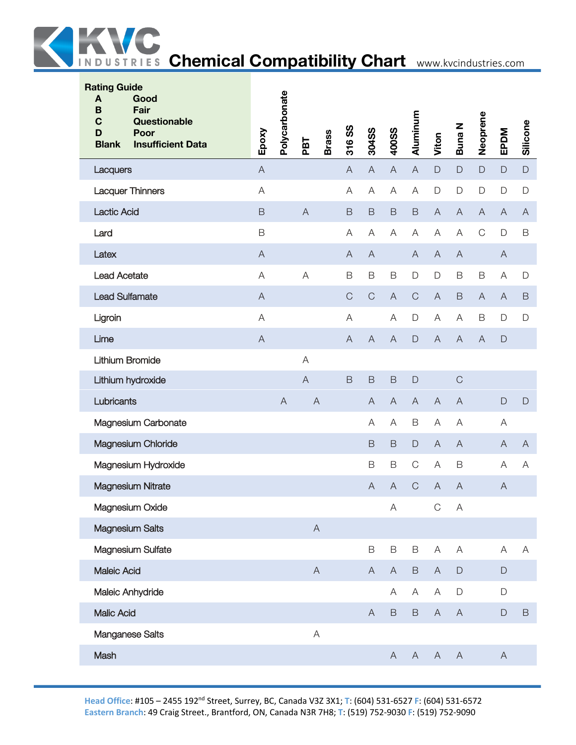# Chemical Compatibility Chart

www.kvcindustries.com

| Rating Guide | |
|---|---|
| A | Good |
| B | Fair |
| C | Questionable |
| D | Poor |
| Blank | Insufficient Data |

| | Epoxy | Polycarbonate | PBT | Brass | 316 SS | 304SS | 400SS | Aluminum | Viton | Buna N | Neoprene | EPDM | Silicone |
|---|---|---|---|---|---|---|---|---|---|---|---|---|---|
| Lacquers | A | | | | A | A | A | A | D | D | D | D | D |
| Lacquer Thinners | A | | | | A | A | A | A | D | D | D | D | D |
| Lactic Acid | B | | A | | B | B | B | B | A | A | A | A | A |
| Lard | B | | | | A | A | A | A | A | A | C | D | B |
| Latex | A | | | | A | A | | A | A | A | | A | |
| Lead Acetate | A | | A | | B | B | B | D | D | B | B | A | D |
| Lead Sulfamate | A | | | | C | C | A | C | A | B | A | A | B |
| Ligroin | A | | | | A | | A | D | A | A | B | D | D |
| Lime | A | | | | A | A | A | D | A | A | A | D | |
| Lithium Bromide | | | A | | | | | | | | | | |
| Lithium hydroxide | | | A | | B | B | B | D | | C | | | |
| Lubricants | | A | A | | | A | A | A | A | A | | D | D |
| Magnesium Carbonate | | | | | | A | A | B | A | A | | A | |
| Magnesium Chloride | | | | | | B | B | D | A | A | | A | A |
| Magnesium Hydroxide | | | | | | B | B | C | A | B | | A | A |
| Magnesium Nitrate | | | | | | A | A | C | A | A | | A | |
| Magnesium Oxide | | | | | | | A | | C | A | | | |
| Magnesium Salts | | | A | | | | | | | | | | |
| Magnesium Sulfate | | | | | | B | B | B | A | A | | A | A |
| Maleic Acid | | | A | | | A | A | B | A | D | | D | |
| Maleic Anhydride | | | | | | | A | A | A | D | | D | |
| Malic Acid | | | | | | A | B | B | A | A | | D | B |
| Manganese Salts | | | A | | | | | | | | | | |
| Mash | | | | | | | A | A | A | A | | A | |

**Head Office**: #105 – 2455 192nd Street, Surrey, BC, Canada V3Z 3X1; **T**: (604) 531-6527 **F**: (604) 531-6572
**Eastern Branch**: 49 Craig Street., Brantford, ON, Canada N3R 7H8; **T**: (519) 752-9030 **F**: (519) 752-9090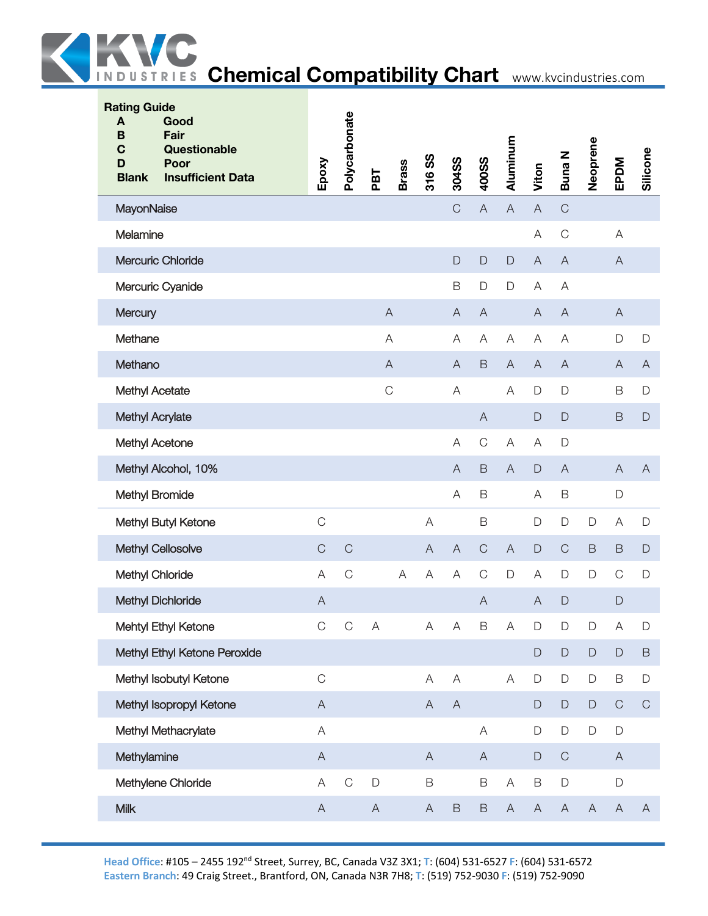# Chemical Compatibility Chart

www.kvcindustries.com

**Rating Guide**
- **A** Good
- **B** Fair
- **C** Questionable
- **D** Poor
- **Blank** Insufficient Data

| | Epoxy | Polycarbonate | PBT | Brass | 316 SS | 304SS | 400SS | Aluminum | Viton | Buna N | Neoprene | EPDM | Silicone |
|---|---|---|---|---|---|---|---|---|---|---|---|---|---|
| MayonNaise | | | | | | C | A | A | A | C | | | |
| Melamine | | | | | | | | | A | C | | A | |
| Mercuric Chloride | | | | | | D | D | D | A | A | | A | |
| Mercuric Cyanide | | | | | | B | D | D | A | A | | | |
| Mercury | | | A | | | A | A | | A | A | | A | |
| Methane | | | A | | | A | A | A | A | A | | D | D |
| Methano | | | A | | | A | B | A | A | A | | A | A |
| Methyl Acetate | | | C | | | A | | A | D | D | | B | D |
| Methyl Acrylate | | | | | | | A | | D | D | | B | D |
| Methyl Acetone | | | | | | A | C | A | A | D | | | |
| Methyl Alcohol, 10% | | | | | | A | B | A | D | A | | A | A |
| Methyl Bromide | | | | | | A | B | | A | B | | D | |
| Methyl Butyl Ketone | C | | | | A | | B | | D | D | D | A | D |
| Methyl Cellosolve | C | C | | | A | A | C | A | D | C | B | B | D |
| Methyl Chloride | A | C | | A | A | A | C | D | A | D | D | C | D |
| Methyl Dichloride | A | | | | | | A | | A | D | | D | |
| Mehtyl Ethyl Ketone | C | C | A | | A | A | B | A | D | D | D | A | D |
| Methyl Ethyl Ketone Peroxide | | | | | | | | | D | D | D | D | B |
| Methyl Isobutyl Ketone | C | | | | A | A | | A | D | D | D | B | D |
| Methyl Isopropyl Ketone | A | | | | A | A | | | D | D | D | C | C |
| Methyl Methacrylate | A | | | | | | A | | D | D | D | D | |
| Methylamine | A | | | | A | | A | | D | C | | A | |
| Methylene Chloride | A | C | D | | B | | B | A | B | D | | D | |
| Milk | A | | A | | A | B | B | A | A | A | A | A | A |

**Head Office**: #105 – 2455 192nd Street, Surrey, BC, Canada V3Z 3X1; **T**: (604) 531-6527 **F**: (604) 531-6572
**Eastern Branch**: 49 Craig Street., Brantford, ON, Canada N3R 7H8; **T**: (519) 752-9030 **F**: (519) 752-9090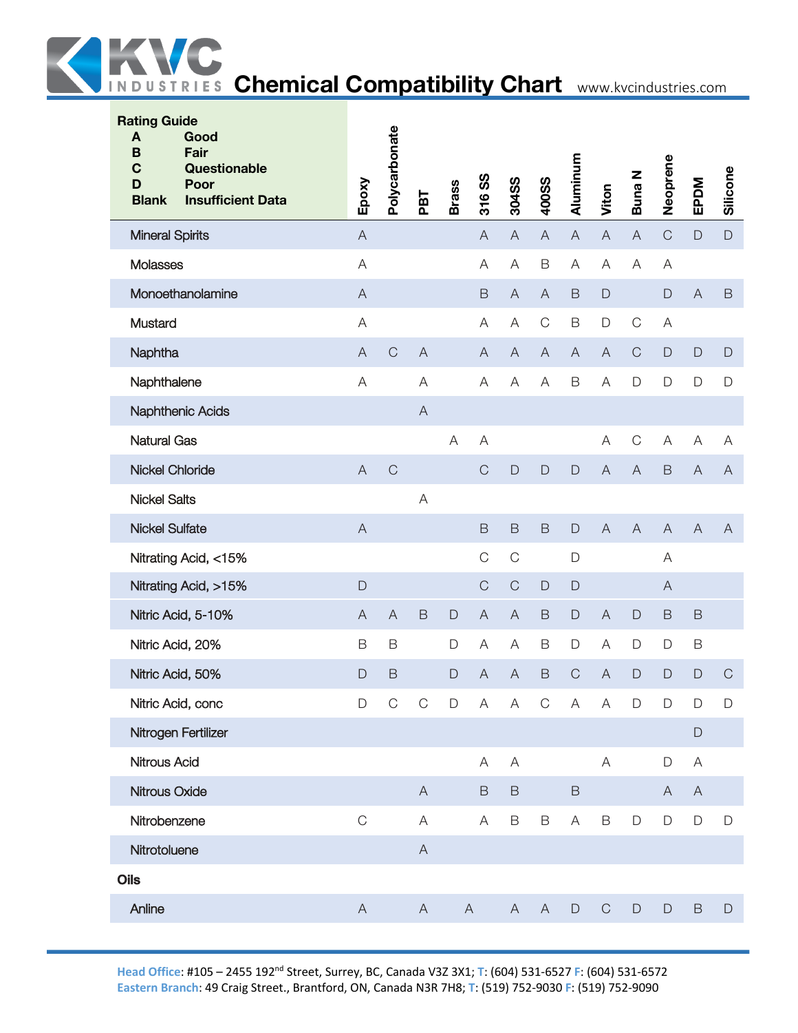# KVC Industries Chemical Compatibility Chart

www.kvcindustries.com

**Rating Guide**

| | |
|---|---|
| **A** | **Good** |
| **B** | **Fair** |
| **C** | **Questionable** |
| **D** | **Poor** |
| **Blank** | **Insufficient Data** |

| | Epoxy | Polycarbonate | PBT | Brass | 316 SS | 304SS | 400SS | Aluminum | Viton | Buna N | Neoprene | EPDM | Silicone |
|---|---|---|---|---|---|---|---|---|---|---|---|---|---|
| Mineral Spirits | A | | | | A | A | A | A | A | A | C | D | D |
| Molasses | A | | | | A | A | B | A | A | A | A | | |
| Monoethanolamine | A | | | | B | A | A | B | D | | D | A | B |
| Mustard | A | | | | A | A | C | B | D | C | A | | |
| Naphtha | A | C | A | | A | A | A | A | A | C | D | D | D |
| Naphthalene | A | | A | | A | A | A | B | A | D | D | D | D |
| Naphthenic Acids | | | A | | | | | | | | | | |
| Natural Gas | | | | A | A | | | | A | C | A | A | A |
| Nickel Chloride | A | C | | | C | D | D | D | A | A | B | A | A |
| Nickel Salts | | | A | | | | | | | | | | |
| Nickel Sulfate | A | | | | B | B | B | D | A | A | A | A | A |
| Nitrating Acid, <15% | | | | | C | C | | D | | | A | | |
| Nitrating Acid, >15% | D | | | | C | C | D | D | | | A | | |
| Nitric Acid, 5-10% | A | A | B | D | A | A | B | D | A | D | B | B | |
| Nitric Acid, 20% | B | B | | D | A | A | B | D | A | D | D | B | |
| Nitric Acid, 50% | D | B | | D | A | A | B | C | A | D | D | D | C |
| Nitric Acid, conc | D | C | C | D | A | A | C | A | A | D | D | D | D |
| Nitrogen Fertilizer | | | | | | | | | | | | D | |
| Nitrous Acid | | | | | A | A | | | A | | D | A | |
| Nitrous Oxide | | | A | | B | B | | B | | | A | A | |
| Nitrobenzene | C | | A | | A | B | B | A | B | D | D | D | D |
| Nitrotoluene | | | A | | | | | | | | | | |
| **Oils** | | | | | | | | | | | | | |
| Anline | A | | A | | A | A | A | D | C | D | D | B | D |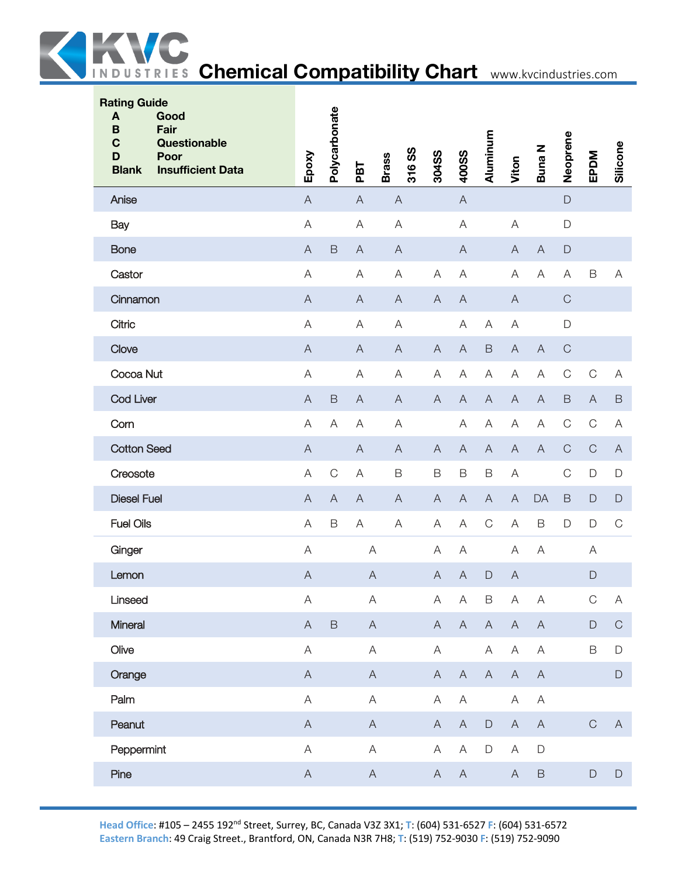# Chemical Compatibility Chart

www.kvcindustries.com

| Rating Guide | | Epoxy | Polycarbonate | PBT | Brass | 316 SS | 304SS | 400SS | Aluminum | Viton | Buna N | Neoprene | EPDM | Silicone |
|---|---|---|---|---|---|---|---|---|---|---|---|---|---|---|
| **A** | **Good** | | | | | | | | | | | | | |
| **B** | **Fair** | | | | | | | | | | | | | |
| **C** | **Questionable** | | | | | | | | | | | | | |
| **D** | **Poor** | | | | | | | | | | | | | |
| **Blank** | **Insufficient Data** | | | | | | | | | | | | | |
| Anise | | A | | A | A | | | A | | | | D | | |
| Bay | | A | | A | A | | | A | | A | | D | | |
| Bone | | A | B | A | A | | | A | | A | A | D | | |
| Castor | | A | | A | A | | A | A | | A | A | A | B | A |
| Cinnamon | | A | | A | A | | A | A | | A | | C | | |
| Citric | | A | | A | A | | | A | A | A | | D | | |
| Clove | | A | | A | A | | A | A | B | A | A | C | | |
| Cocoa Nut | | A | | A | A | | A | A | A | A | A | C | C | A |
| Cod Liver | | A | B | A | A | | A | A | A | A | A | B | A | B |
| Corn | | A | A | A | A | | | A | A | A | A | C | C | A |
| Cotton Seed | | A | | A | A | | A | A | A | A | A | C | C | A |
| Creosote | | A | C | A | B | | B | B | B | A | | C | D | D |
| Diesel Fuel | | A | A | A | A | | A | A | A | A | DA | B | D | D |
| Fuel Oils | | A | B | A | A | | A | A | C | A | B | D | D | C |
| Ginger | | A | | A | | | A | A | | A | A | | A | |
| Lemon | | A | | A | | | A | A | D | A | | | D | |
| Linseed | | A | | A | | | A | A | B | A | A | | C | A |
| Mineral | | A | B | A | | | A | A | A | A | A | | D | C |
| Olive | | A | | A | | | A | | A | A | A | | B | D |
| Orange | | A | | A | | | A | A | A | A | A | | | D |
| Palm | | A | | A | | | A | A | | A | A | | | |
| Peanut | | A | | A | | | A | A | D | A | A | | C | A |
| Peppermint | | A | | A | | | A | A | D | A | D | | | |
| Pine | | A | | A | | | A | A | | A | B | | D | D |

**Head Office**: #105 – 2455 192nd Street, Surrey, BC, Canada V3Z 3X1; **T**: (604) 531-6527 **F**: (604) 531-6572
**Eastern Branch**: 49 Craig Street., Brantford, ON, Canada N3R 7H8; **T**: (519) 752-9030 **F**: (519) 752-9090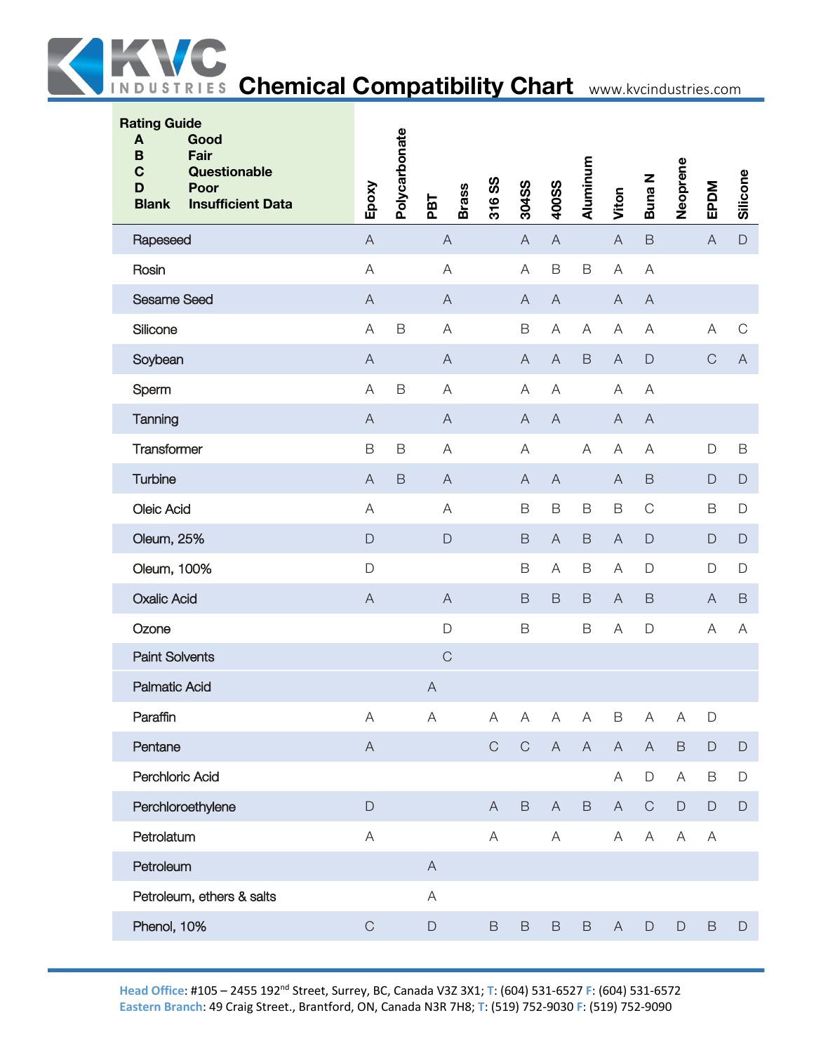# Chemical Compatibility Chart

www.kvcindustries.com

| **Rating Guide**<br>**A** Good<br>**B** Fair<br>**C** Questionable<br>**D** Poor<br>**Blank** Insufficient Data | Epoxy | Polycarbonate | PBT | Brass | 316 SS | 304SS | 400SS | Aluminum | Viton | Buna N | Neoprene | EPDM | Silicone |
|---|---|---|---|---|---|---|---|---|---|---|---|---|---|
| Rapeseed | A | | | A | | A | A | | A | B | | A | D |
| Rosin | A | | | A | | A | B | B | A | A | | | |
| Sesame Seed | A | | | A | | A | A | | A | A | | | |
| Silicone | A | B | | A | | B | A | A | A | A | | A | C |
| Soybean | A | | | A | | A | A | B | A | D | | C | A |
| Sperm | A | B | | A | | A | A | | A | A | | | |
| Tanning | A | | | A | | A | A | | A | A | | | |
| Transformer | B | B | | A | | A | | A | A | A | | D | B |
| Turbine | A | B | | A | | A | A | | A | B | | D | D |
| Oleic Acid | A | | | A | | B | B | B | B | C | | B | D |
| Oleum, 25% | D | | | D | | B | A | B | A | D | | D | D |
| Oleum, 100% | D | | | | | B | A | B | A | D | | D | D |
| Oxalic Acid | A | | | A | | B | B | B | A | B | | A | B |
| Ozone | | | | D | | B | | B | A | D | | A | A |
| Paint Solvents | | | | C | | | | | | | | | |
| Palmatic Acid | | | A | | | | | | | | | | |
| Paraffin | A | | A | | A | A | A | A | B | A | A | D | |
| Pentane | A | | | | C | C | A | A | A | A | B | D | D |
| Perchloric Acid | | | | | | | | | A | D | A | B | D |
| Perchloroethylene | D | | | | A | B | A | B | A | C | D | D | D |
| Petrolatum | A | | | | A | | A | | A | A | A | A | |
| Petroleum | | | A | | | | | | | | | | |
| Petroleum, ethers & salts | | | A | | | | | | | | | | |
| Phenol, 10% | C | | D | | B | B | B | B | A | D | D | B | D |

**Head Office**: #105 – 2455 192[nd] Street, Surrey, BC, Canada V3Z 3X1; **T**: (604) 531-6527 **F**: (604) 531-6572
**Eastern Branch**: 49 Craig Street., Brantford, ON, Canada N3R 7H8; **T**: (519) 752-9030 **F**: (519) 752-9090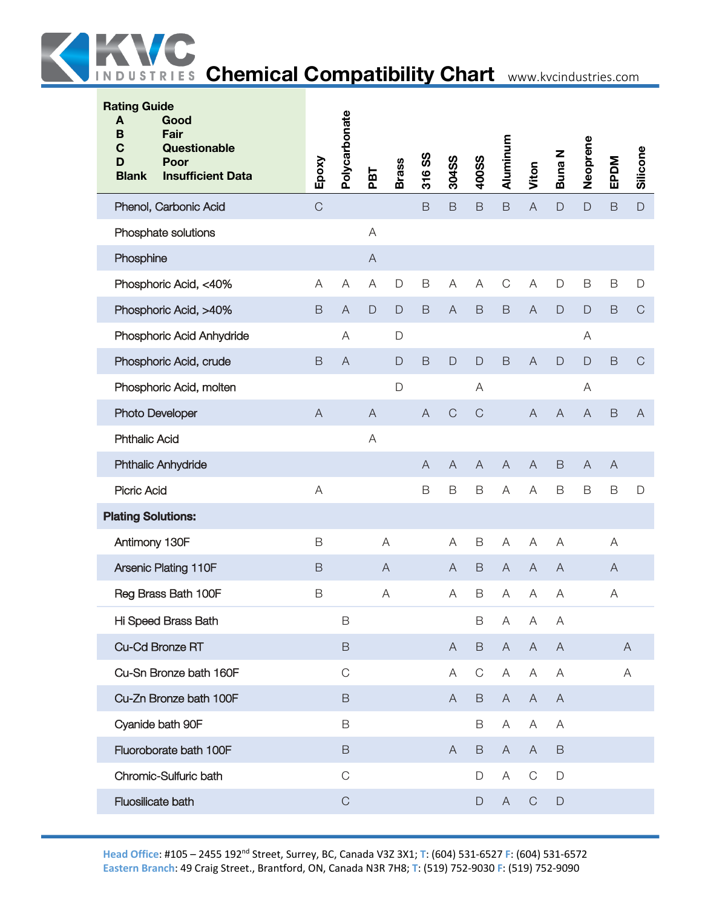# Chemical Compatibility Chart

| Rating Guide | | | | | | | | | | | | | |
|---|---|---|---|---|---|---|---|---|---|---|---|---|---|
| **A** Good | | | | | | | | | | | | | |
| **B** Fair | | | | | | | | | | | | | |
| **C** Questionable | | | | | | | | | | | | | |
| **D** Poor | | | | | | | | | | | | | |
| **Blank** Insufficient Data | | | | | | | | | | | | | |

| Chemical | Epoxy | Polycarbonate | PBT | Brass | 316 SS | 304SS | 400SS | Aluminum | Viton | Buna N | Neoprene | EPDM | Silicone |
|---|---|---|---|---|---|---|---|---|---|---|---|---|---|
| Phenol, Carbonic Acid | C | | | | B | B | B | B | A | D | D | B | D |
| Phosphate solutions | | | A | | | | | | | | | | |
| Phosphine | | | A | | | | | | | | | | |
| Phosphoric Acid, <40% | A | A | A | D | B | A | A | C | A | D | B | B | D |
| Phosphoric Acid, >40% | B | A | D | D | B | A | B | B | A | D | D | B | C |
| Phosphoric Acid Anhydride | | A | | D | | | | | | | A | | |
| Phosphoric Acid, crude | B | A | | D | B | D | D | B | A | D | D | B | C |
| Phosphoric Acid, molten | | | | D | | | A | | | | A | | |
| Photo Developer | A | | A | | A | C | C | | A | A | A | B | A |
| Phthalic Acid | | | A | | | | | | | | | | |
| Phthalic Anhydride | | | | | A | A | A | A | A | B | A | A | |
| Picric Acid | A | | | | B | B | B | A | A | B | B | B | D |
| **Plating Solutions:** | | | | | | | | | | | | | |
| Antimony 130F | B | | A | | | A | B | A | A | A | | A | |
| Arsenic Plating 110F | B | | A | | | A | B | A | A | A | | A | |
| Reg Brass Bath 100F | B | | A | | | A | B | A | A | A | | A | |
| Hi Speed Brass Bath | | B | | | | | B | A | A | A | | | |
| Cu-Cd Bronze RT | | B | | | | A | B | A | A | A | | A | |
| Cu-Sn Bronze bath 160F | | C | | | | A | C | A | A | A | | A | |
| Cu-Zn Bronze bath 100F | | B | | | | A | B | A | A | A | | | |
| Cyanide bath 90F | | B | | | | | B | A | A | A | | | |
| Fluoroborate bath 100F | | B | | | | A | B | A | A | B | | | |
| Chromic-Sulfuric bath | | C | | | | | D | A | C | D | | | |
| Fluosilicate bath | | C | | | | | D | A | C | D | | | |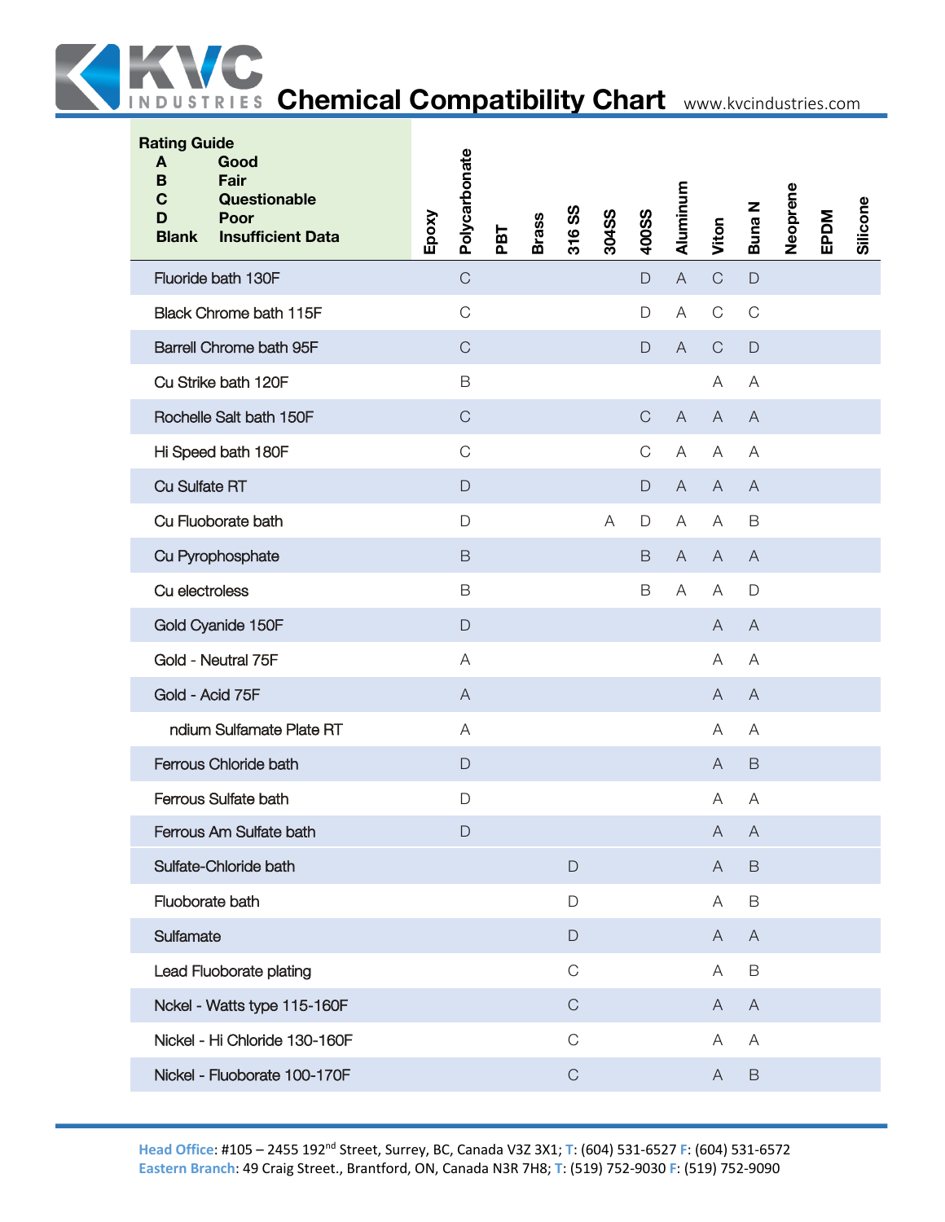**Rating Guide**

| | |
|---|---|
| A | Good |
| B | Fair |
| C | Questionable |
| D | Poor |
| Blank | Insufficient Data |

| | Epoxy | Polycarbonate | PBT | Brass | 316 SS | 304SS | 400SS | Aluminum | Viton | Buna N | Neoprene | EPDM | Silicone |
|---|---|---|---|---|---|---|---|---|---|---|---|---|---|
| Fluoride bath 130F | | C | | | | | D | A | C | D | | | |
| Black Chrome bath 115F | | C | | | | | D | A | C | C | | | |
| Barrell Chrome bath 95F | | C | | | | | D | A | C | D | | | |
| Cu Strike bath 120F | | B | | | | | | | A | A | | | |
| Rochelle Salt bath 150F | | C | | | | | C | A | A | A | | | |
| Hi Speed bath 180F | | C | | | | | C | A | A | A | | | |
| Cu Sulfate RT | | D | | | | | D | A | A | A | | | |
| Cu Fluoborate bath | | D | | | | A | D | A | A | B | | | |
| Cu Pyrophosphate | | B | | | | | B | A | A | A | | | |
| Cu electroless | | B | | | | | B | A | A | D | | | |
| Gold Cyanide 150F | | D | | | | | | | A | A | | | |
| Gold - Neutral 75F | | A | | | | | | | A | A | | | |
| Gold - Acid 75F | | A | | | | | | | A | A | | | |
| ndium Sulfamate Plate RT | | A | | | | | | | A | A | | | |
| Ferrous Chloride bath | | D | | | | | | | A | B | | | |
| Ferrous Sulfate bath | | D | | | | | | | A | A | | | |
| Ferrous Am Sulfate bath | | D | | | | | | | A | A | | | |
| Sulfate-Chloride bath | | | | | D | | | | A | B | | | |
| Fluoborate bath | | | | | D | | | | A | B | | | |
| Sulfamate | | | | | D | | | | A | A | | | |
| Lead Fluoborate plating | | | | | C | | | | A | B | | | |
| Nckel - Watts type 115-160F | | | | | C | | | | A | A | | | |
| Nickel - Hi Chloride 130-160F | | | | | C | | | | A | A | | | |
| Nickel - Fluoborate 100-170F | | | | | C | | | | A | B | | | |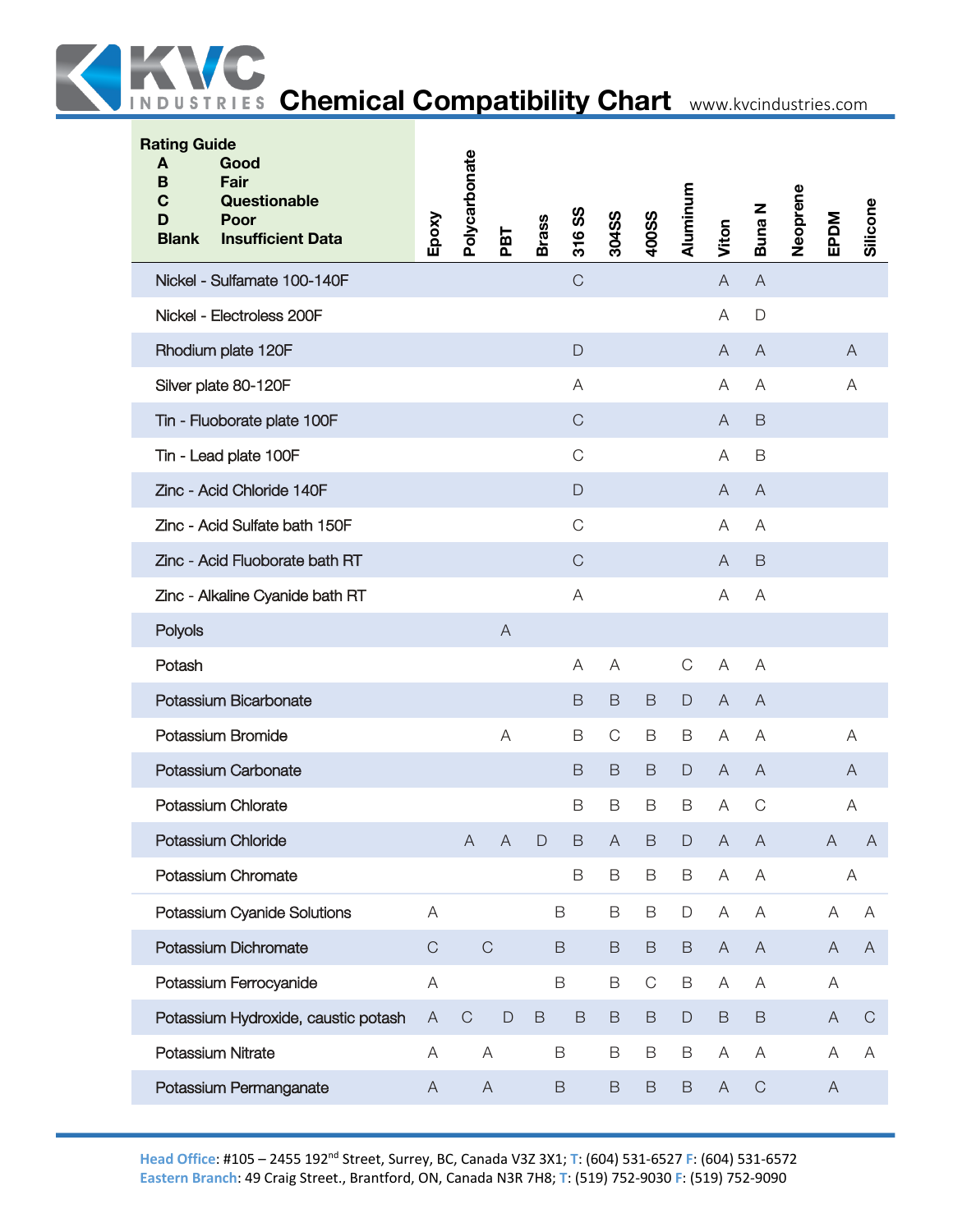# KVC Industries Chemical Compatibility Chart

www.kvcindustries.com

**Rating Guide**

| Rating | Meaning |
|---|---|
| **A** | **Good** |
| **B** | **Fair** |
| **C** | **Questionable** |
| **D** | **Poor** |
| **Blank** | **Insufficient Data** |

| Chemical | Epoxy | Polycarbonate | PBT | Brass | 316 SS | 304SS | 400SS | Aluminum | Viton | Buna N | Neoprene | EPDM | Silicone |
|---|---|---|---|---|---|---|---|---|---|---|---|---|---|
| Nickel - Sulfamate 100-140F | | | | | C | | | | A | A | | | |
| Nickel - Electroless 200F | | | | | | | | | A | D | | | |
| Rhodium plate 120F | | | | | D | | | | A | A | | A | |
| Silver plate 80-120F | | | | | A | | | | A | A | | A | |
| Tin - Fluoborate plate 100F | | | | | C | | | | A | B | | | |
| Tin - Lead plate 100F | | | | | C | | | | A | B | | | |
| Zinc - Acid Chloride 140F | | | | | D | | | | A | A | | | |
| Zinc - Acid Sulfate bath 150F | | | | | C | | | | A | A | | | |
| Zinc - Acid Fluoborate bath RT | | | | | C | | | | A | B | | | |
| Zinc - Alkaline Cyanide bath RT | | | | | A | | | | A | A | | | |
| Polyols | | | A | | | | | | | | | | |
| Potash | | | | | A | A | | C | A | A | | | |
| Potassium Bicarbonate | | | | | B | B | B | D | A | A | | | |
| Potassium Bromide | | | A | | B | C | B | B | A | A | | A | |
| Potassium Carbonate | | | | | B | B | B | D | A | A | | A | |
| Potassium Chlorate | | | | | B | B | B | B | A | C | | A | |
| Potassium Chloride | | A | A | D | B | A | B | D | A | A | | A | A |
| Potassium Chromate | | | | | B | B | B | B | A | A | | A | |
| Potassium Cyanide Solutions | A | | | | B | B | B | D | A | A | | A | A |
| Potassium Dichromate | C | C | | | B | B | B | B | A | A | | A | A |
| Potassium Ferrocyanide | A | | | | B | B | C | B | A | A | | A | |
| Potassium Hydroxide, caustic potash | A | C | D | B | B | B | B | D | B | B | | A | C |
| Potassium Nitrate | A | A | | | B | B | B | B | A | A | | A | A |
| Potassium Permanganate | A | A | | | B | B | B | B | A | C | | A | |

**Head Office**: #105 – 2455 192[nd] Street, Surrey, BC, Canada V3Z 3X1; **T**: (604) 531-6527 **F**: (604) 531-6572
**Eastern Branch**: 49 Craig Street., Brantford, ON, Canada N3R 7H8; **T**: (519) 752-9030 **F**: (519) 752-9090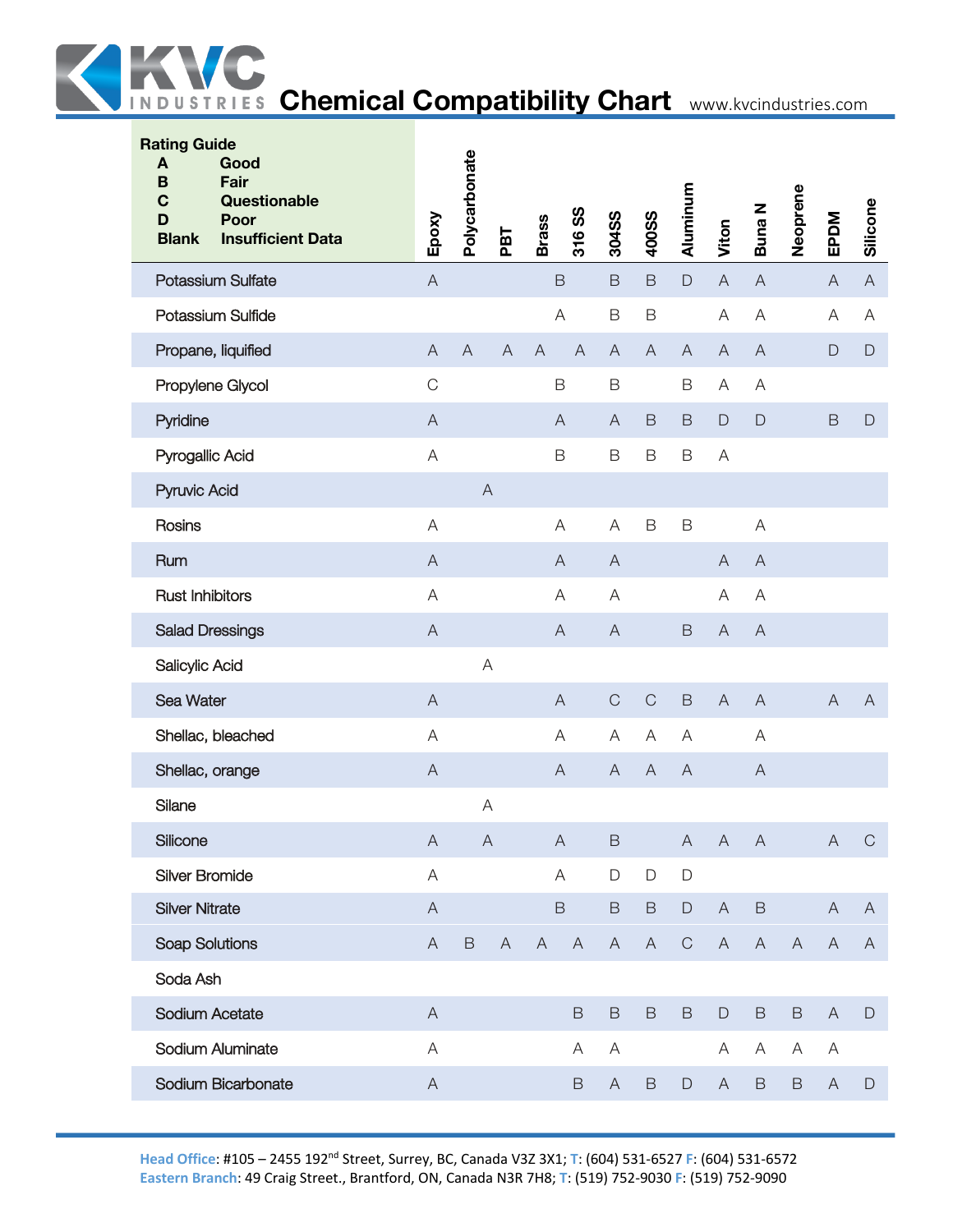# Chemical Compatibility Chart

www.kvcindustries.com

**Rating Guide**

| | |
|---|---|
| **A** | **Good** |
| **B** | **Fair** |
| **C** | **Questionable** |
| **D** | **Poor** |
| **Blank** | **Insufficient Data** |

| Chemical | Epoxy | Polycarbonate | PBT | Brass | 316 SS | 304SS | 400SS | Aluminum | Viton | Buna N | Neoprene | EPDM | Silicone |
|---|---|---|---|---|---|---|---|---|---|---|---|---|---|
| Potassium Sulfate | A | | | | B | B | B | D | A | A | | A | A |
| Potassium Sulfide | | | | | A | B | B | | A | A | | A | A |
| Propane, liquified | A | A | A | A | A | A | A | A | A | A | | D | D |
| Propylene Glycol | C | | | | B | B | | B | A | A | | | |
| Pyridine | A | | | | A | A | B | B | D | D | | B | D |
| Pyrogallic Acid | A | | | | B | B | B | B | A | | | | |
| Pyruvic Acid | | A | | | | | | | | | | | |
| Rosins | A | | | | A | A | B | B | | A | | | |
| Rum | A | | | | A | A | | | A | A | | | |
| Rust Inhibitors | A | | | | A | A | | | A | A | | | |
| Salad Dressings | A | | | | A | A | | B | A | A | | | |
| Salicylic Acid | | A | | | | | | | | | | | |
| Sea Water | A | | | | A | C | C | B | A | A | | A | A |
| Shellac, bleached | A | | | | A | A | A | A | | A | | | |
| Shellac, orange | A | | | | A | A | A | A | | A | | | |
| Silane | | A | | | | | | | | | | | |
| Silicone | A | A | | | A | B | | A | A | A | | A | C |
| Silver Bromide | A | | | | A | D | D | D | | | | | |
| Silver Nitrate | A | | | | B | B | B | D | A | B | | A | A |
| Soap Solutions | A | B | A | A | A | A | A | C | A | A | A | A | A |
| Soda Ash | | | | | | | | | | | | | |
| Sodium Acetate | A | | | | B | B | B | B | D | B | B | A | D |
| Sodium Aluminate | A | | | | A | A | | | A | A | A | A | |
| Sodium Bicarbonate | A | | | | B | A | B | D | A | B | B | A | D |

**Head Office**: #105 – 2455 192nd Street, Surrey, BC, Canada V3Z 3X1; **T**: (604) 531-6527 **F**: (604) 531-6572
**Eastern Branch**: 49 Craig Street., Brantford, ON, Canada N3R 7H8; **T**: (519) 752-9030 **F**: (519) 752-9090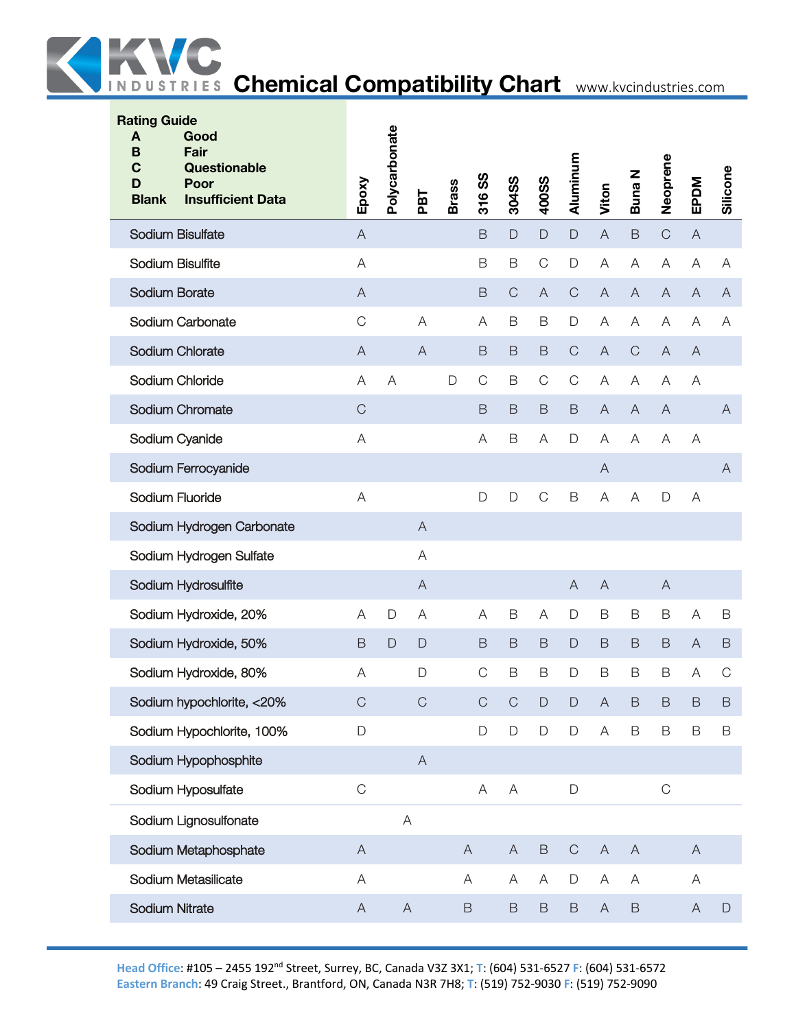# KVC Industries Chemical Compatibility Chart

www.kvcindustries.com

**Rating Guide**

| | |
|---|---|
| **A** | **Good** |
| **B** | **Fair** |
| **C** | **Questionable** |
| **D** | **Poor** |
| **Blank** | **Insufficient Data** |

| Chemical | Epoxy | Polycarbonate | PBT | Brass | 316 SS | 304SS | 400SS | Aluminum | Viton | Buna N | Neoprene | EPDM | Silicone |
|---|---|---|---|---|---|---|---|---|---|---|---|---|---|
| Sodium Bisulfate | A | | | | B | D | D | D | A | B | C | A | |
| Sodium Bisulfite | A | | | | B | B | C | D | A | A | A | A | A |
| Sodium Borate | A | | | | B | C | A | C | A | A | A | A | A |
| Sodium Carbonate | C | | A | | A | B | B | D | A | A | A | A | A |
| Sodium Chlorate | A | | A | | B | B | B | C | A | C | A | A | |
| Sodium Chloride | A | A | | D | C | B | C | C | A | A | A | A | |
| Sodium Chromate | C | | | | B | B | B | B | A | A | A | | A |
| Sodium Cyanide | A | | | | A | B | A | D | A | A | A | A | |
| Sodium Ferrocyanide | | | | | | | | | A | | | | A |
| Sodium Fluoride | A | | | | D | D | C | B | A | A | D | A | |
| Sodium Hydrogen Carbonate | | | A | | | | | | | | | | |
| Sodium Hydrogen Sulfate | | | A | | | | | | | | | | |
| Sodium Hydrosulfite | | | A | | | | | A | A | | A | | |
| Sodium Hydroxide, 20% | A | D | A | | A | B | A | D | B | B | B | A | B |
| Sodium Hydroxide, 50% | B | D | D | | B | B | B | D | B | B | B | A | B |
| Sodium Hydroxide, 80% | A | | D | | C | B | B | D | B | B | B | A | C |
| Sodium hypochlorite, <20% | C | | C | | C | C | D | D | A | B | B | B | B |
| Sodium Hypochlorite, 100% | D | | | | D | D | D | D | A | B | B | B | B |
| Sodium Hypophosphite | | | A | | | | | | | | | | |
| Sodium Hyposulfate | C | | | | A | A | | D | | | C | | |
| Sodium Lignosulfonate | | A | | | | | | | | | | | |
| Sodium Metaphosphate | A | | | | A | A | B | C | A | A | | A | |
| Sodium Metasilicate | A | | | | A | A | A | D | A | A | | A | |
| Sodium Nitrate | A | A | | | B | B | B | B | A | B | | A | D |

**Head Office**: #105 – 2455 192nd Street, Surrey, BC, Canada V3Z 3X1; **T**: (604) 531-6527 **F**: (604) 531-6572
**Eastern Branch**: 49 Craig Street., Brantford, ON, Canada N3R 7H8; **T**: (519) 752-9030 **F**: (519) 752-9090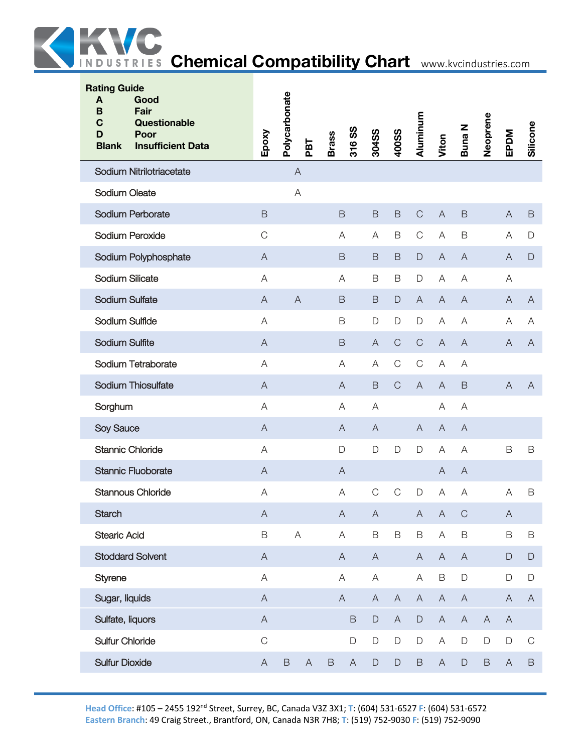# Chemical Compatibility Chart

**Rating Guide**

| | |
|---|---|
| A | Good |
| B | Fair |
| C | Questionable |
| D | Poor |
| Blank | Insufficient Data |

| Chemical | Epoxy | Polycarbonate | PBT | Brass | 316 SS | 304SS | 400SS | Aluminum | Viton | Buna N | Neoprene | EPDM | Silicone |
|---|---|---|---|---|---|---|---|---|---|---|---|---|---|
| Sodium Nitrilotriacetate | | A | | | | | | | | | | | |
| Sodium Oleate | | A | | | | | | | | | | | |
| Sodium Perborate | B | | | B | | B | B | C | A | B | | A | B |
| Sodium Peroxide | C | | | A | | A | B | C | A | B | | A | D |
| Sodium Polyphosphate | A | | | B | | B | B | D | A | A | | A | D |
| Sodium Silicate | A | | | A | | B | B | D | A | A | | A | |
| Sodium Sulfate | A | A | | B | | B | D | A | A | A | | A | A |
| Sodium Sulfide | A | | | B | | D | D | D | A | A | | A | A |
| Sodium Sulfite | A | | | B | | A | C | C | A | A | | A | A |
| Sodium Tetraborate | A | | | A | | A | C | C | A | A | | | |
| Sodium Thiosulfate | A | | | A | | B | C | A | A | B | | A | A |
| Sorghum | A | | | A | | A | | | A | A | | | |
| Soy Sauce | A | | | A | | A | | A | A | A | | | |
| Stannic Chloride | A | | | D | | D | D | D | A | A | | B | B |
| Stannic Fluoborate | A | | | A | | | | | A | A | | | |
| Stannous Chloride | A | | | A | | C | C | D | A | A | | A | B |
| Starch | A | | | A | | A | | A | A | C | | A | |
| Stearic Acid | B | A | | A | | B | B | B | A | B | | B | B |
| Stoddard Solvent | A | | | A | | A | | A | A | A | | D | D |
| Styrene | A | | | A | | A | | A | B | D | | D | D |
| Sugar, liquids | A | | | A | | A | A | A | A | A | | A | A |
| Sulfate, liquors | A | | | | B | D | A | D | A | A | A | A | |
| Sulfur Chloride | C | | | | D | D | D | D | A | D | D | D | C |
| Sulfur Dioxide | A | B | A | B | A | D | D | B | A | D | B | A | B |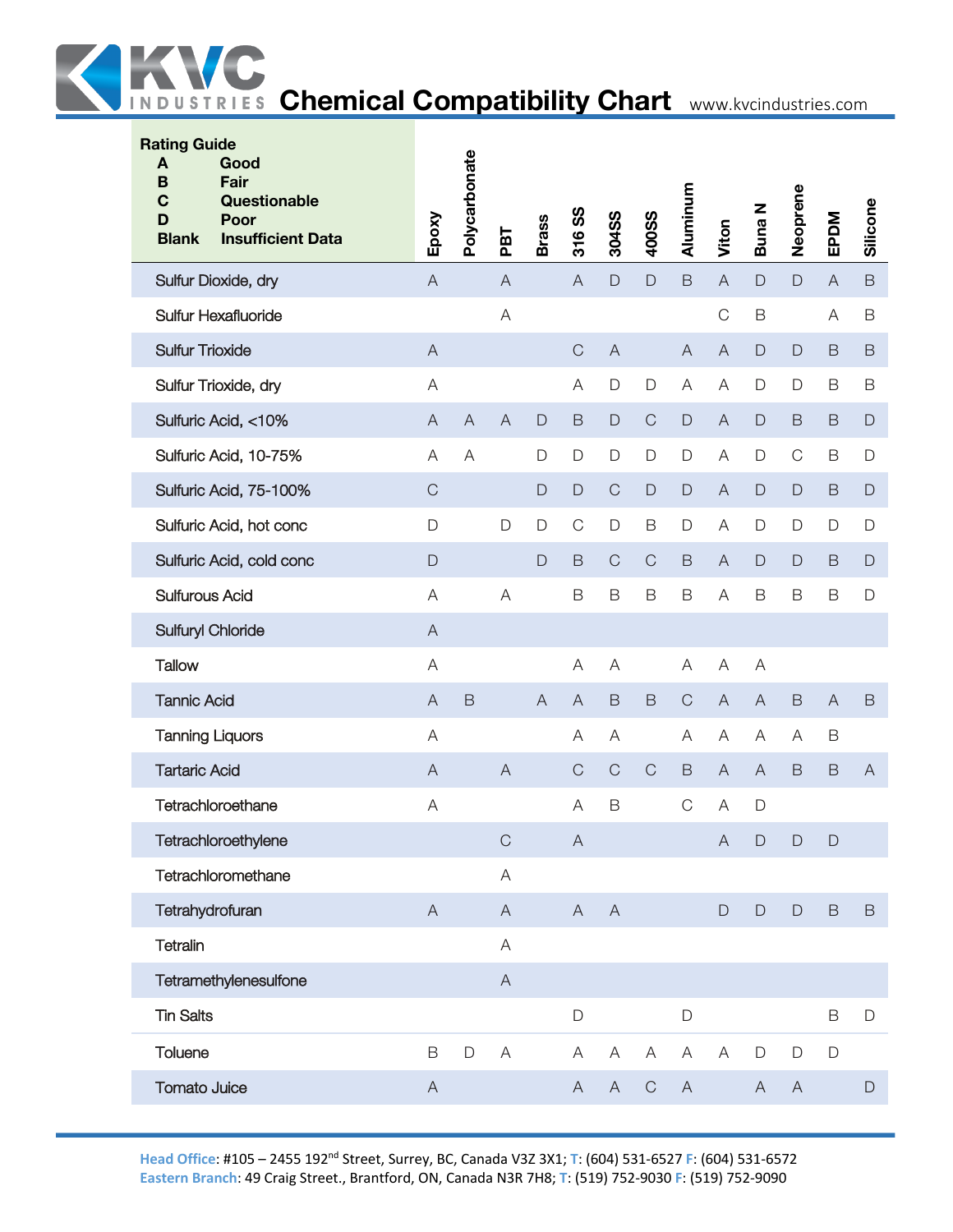# Chemical Compatibility Chart

www.kvcindustries.com

| Rating Guide | Epoxy | Polycarbonate | PBT | Brass | 316 SS | 304SS | 400SS | Aluminum | Viton | Buna N | Neoprene | EPDM | Silicone |
|---|---|---|---|---|---|---|---|---|---|---|---|---|---|
| **A** Good<br>**B** Fair<br>**C** Questionable<br>**D** Poor<br>**Blank** Insufficient Data | | | | | | | | | | | | | |
| Sulfur Dioxide, dry | A | | A | | A | D | D | B | A | D | D | A | B |
| Sulfur Hexafluoride | | | A | | | | | | C | B | | A | B |
| Sulfur Trioxide | A | | | | C | A | | A | A | D | D | B | B |
| Sulfur Trioxide, dry | A | | | | A | D | D | A | A | D | D | B | B |
| Sulfuric Acid, <10% | A | A | A | D | B | D | C | D | A | D | B | B | D |
| Sulfuric Acid, 10-75% | A | A | | D | D | D | D | D | A | D | C | B | D |
| Sulfuric Acid, 75-100% | C | | | D | D | C | D | D | A | D | D | B | D |
| Sulfuric Acid, hot conc | D | | D | D | C | D | B | D | A | D | D | D | D |
| Sulfuric Acid, cold conc | D | | | D | B | C | C | B | A | D | D | B | D |
| Sulfurous Acid | A | | A | | B | B | B | B | A | B | B | B | D |
| Sulfuryl Chloride | A | | | | | | | | | | | | |
| Tallow | A | | | | A | A | | A | A | A | | | |
| Tannic Acid | A | B | | A | A | B | B | C | A | A | B | A | B |
| Tanning Liquors | A | | | | A | A | | A | A | A | A | B | |
| Tartaric Acid | A | | A | | C | C | C | B | A | A | B | B | A |
| Tetrachloroethane | A | | | | A | B | | C | A | D | | | |
| Tetrachloroethylene | | | C | | A | | | | A | D | D | D | |
| Tetrachloromethane | | | A | | | | | | | | | | |
| Tetrahydrofuran | A | | A | | A | A | | | D | D | D | B | B |
| Tetralin | | | A | | | | | | | | | | |
| Tetramethylenesulfone | | | A | | | | | | | | | | |
| Tin Salts | | | | | D | | | D | | | | B | D |
| Toluene | B | D | A | | A | A | A | A | A | D | D | D | |
| Tomato Juice | A | | | | A | A | C | A | | A | A | | D |

**Head Office**: #105 – 2455 192nd Street, Surrey, BC, Canada V3Z 3X1; **T**: (604) 531-6527 **F**: (604) 531-6572
**Eastern Branch**: 49 Craig Street., Brantford, ON, Canada N3R 7H8; **T**: (519) 752-9030 **F**: (519) 752-9090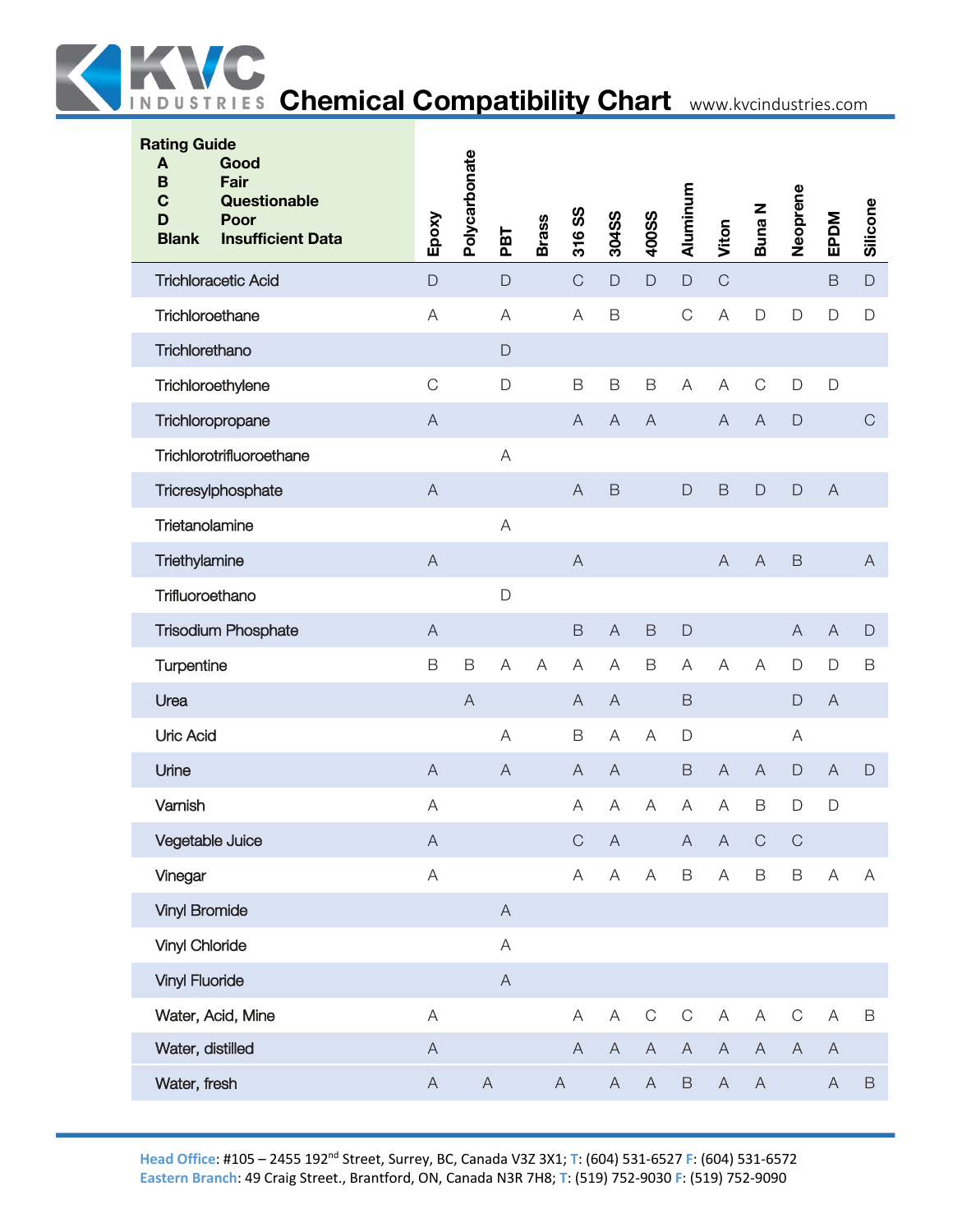# Chemical Compatibility Chart

www.kvcindustries.com

**Rating Guide**

- **A** Good
- **B** Fair
- **C** Questionable
- **D** Poor
- **Blank** Insufficient Data

| Chemical | Epoxy | Polycarbonate | PBT | Brass | 316 SS | 304SS | 400SS | Aluminum | Viton | Buna N | Neoprene | EPDM | Silicone |
|---|---|---|---|---|---|---|---|---|---|---|---|---|---|
| Trichloracetic Acid | D | | D | | C | D | D | D | C | | | B | D |
| Trichloroethane | A | | A | | A | B | | C | A | D | D | D | D |
| Trichlorethano | | | D | | | | | | | | | | |
| Trichloroethylene | C | | D | | B | B | B | A | A | C | D | D | |
| Trichloropropane | A | | | | A | A | A | | A | A | D | | C |
| Trichlorotrifluoroethane | | | A | | | | | | | | | | |
| Tricresylphosphate | A | | | | A | B | | D | B | D | D | A | |
| Trietanolamine | | | A | | | | | | | | | | |
| Triethylamine | A | | | | A | | | | A | A | B | | A |
| Trifluoroethano | | | D | | | | | | | | | | |
| Trisodium Phosphate | A | | | | B | A | B | D | | | A | A | D |
| Turpentine | B | B | A | A | A | A | B | A | A | A | D | D | B |
| Urea | | A | | | A | A | | B | | | D | A | |
| Uric Acid | | | A | | B | A | A | D | | | A | | |
| Urine | A | | A | | A | A | | B | A | A | D | A | D |
| Varnish | A | | | | A | A | A | A | A | B | D | D | |
| Vegetable Juice | A | | | | C | A | | A | A | C | C | | |
| Vinegar | A | | | | A | A | A | B | A | B | B | A | A |
| Vinyl Bromide | | | A | | | | | | | | | | |
| Vinyl Chloride | | | A | | | | | | | | | | |
| Vinyl Fluoride | | | A | | | | | | | | | | |
| Water, Acid, Mine | A | | | | A | A | C | C | A | A | C | A | B |
| Water, distilled | A | | | | A | A | A | A | A | A | A | A | |
| Water, fresh | A | A | | A | | A | A | B | A | A | | A | B |

**Head Office**: #105 – 2455 192nd Street, Surrey, BC, Canada V3Z 3X1; **T**: (604) 531-6527 **F**: (604) 531-6572
**Eastern Branch**: 49 Craig Street., Brantford, ON, Canada N3R 7H8; **T**: (519) 752-9030 **F**: (519) 752-9090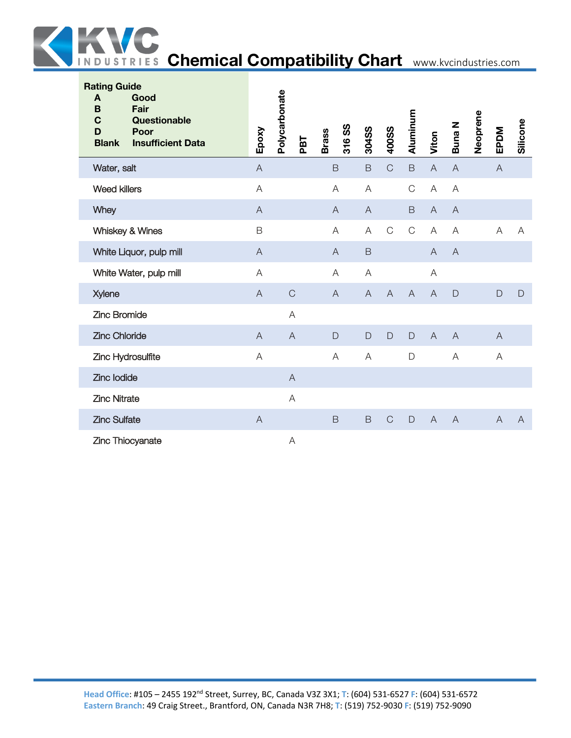# Chemical Compatibility Chart

www.kvcindustries.com

**Rating Guide**

| | |
|---|---|
| **A** | **Good** |
| **B** | **Fair** |
| **C** | **Questionable** |
| **D** | **Poor** |
| **Blank** | **Insufficient Data** |

| | Epoxy | Polycarbonate | PBT | Brass | 316 SS | 304SS | 400SS | Aluminum | Viton | Buna N | Neoprene | EPDM | Silicone |
|---|---|---|---|---|---|---|---|---|---|---|---|---|---|
| Water, salt | A | | | | B | B | C | B | A | A | | A | |
| Weed killers | A | | | | A | A | | C | A | A | | | |
| Whey | A | | | | A | A | | B | A | A | | | |
| Whiskey & Wines | B | | | | A | A | C | C | A | A | | A | A |
| White Liquor, pulp mill | A | | | | A | B | | | A | A | | | |
| White Water, pulp mill | A | | | | A | A | | | A | | | | |
| Xylene | A | | C | | A | A | A | A | A | D | | D | D |
| Zinc Bromide | | | A | | | | | | | | | | |
| Zinc Chloride | A | | A | | D | D | D | D | A | A | | A | |
| Zinc Hydrosulfite | A | | | | A | A | | D | | A | | A | |
| Zinc Iodide | | | A | | | | | | | | | | |
| Zinc Nitrate | | | A | | | | | | | | | | |
| Zinc Sulfate | A | | | | B | B | C | D | A | A | | A | A |
| Zinc Thiocyanate | | | A | | | | | | | | | | |

**Head Office**: #105 – 2455 192nd Street, Surrey, BC, Canada V3Z 3X1; **T**: (604) 531-6527 **F**: (604) 531-6572
**Eastern Branch**: 49 Craig Street., Brantford, ON, Canada N3R 7H8; **T**: (519) 752-9030 **F**: (519) 752-9090